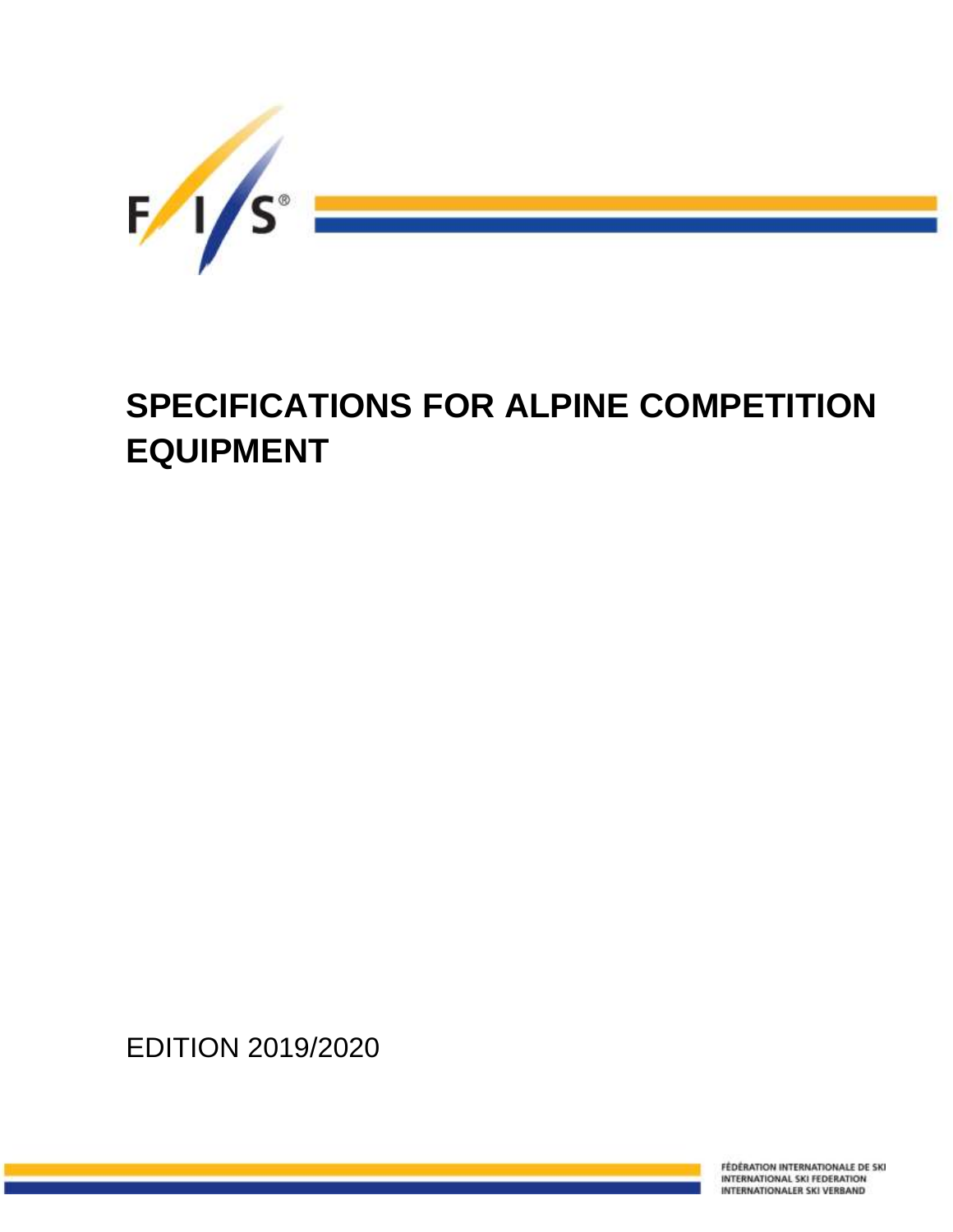# SPECIFICATIONS FOR ALPINE COMPETITION EQUIPMENT

EDITION 2019/2020

FÉDÉRATION INTERNATIONALE DE SKI
INTERNATIONAL SKI FEDERATION
INTERNATIONALER SKI VERBAND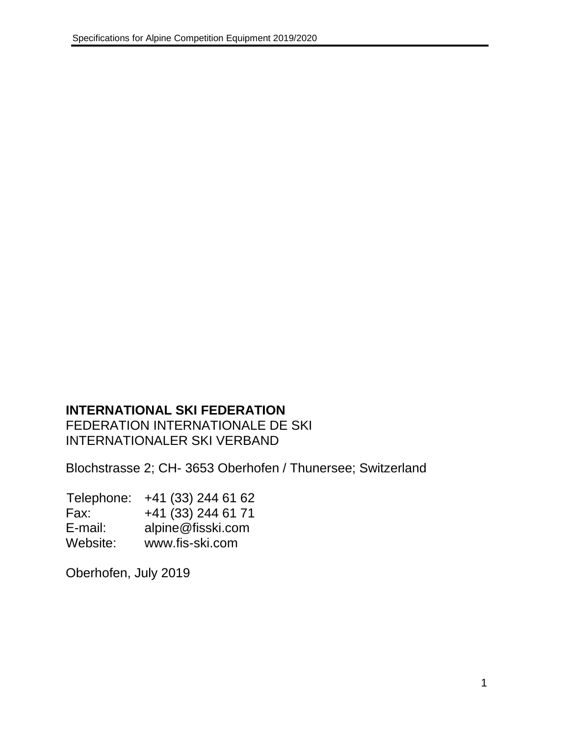**INTERNATIONAL SKI FEDERATION**
FEDERATION INTERNATIONALE DE SKI
INTERNATIONALER SKI VERBAND

Blochstrasse 2; CH- 3653 Oberhofen / Thunersee; Switzerland

Telephone: +41 (33) 244 61 62
Fax: +41 (33) 244 61 71
E-mail: alpine@fisski.com
Website: www.fis-ski.com

Oberhofen, July 2019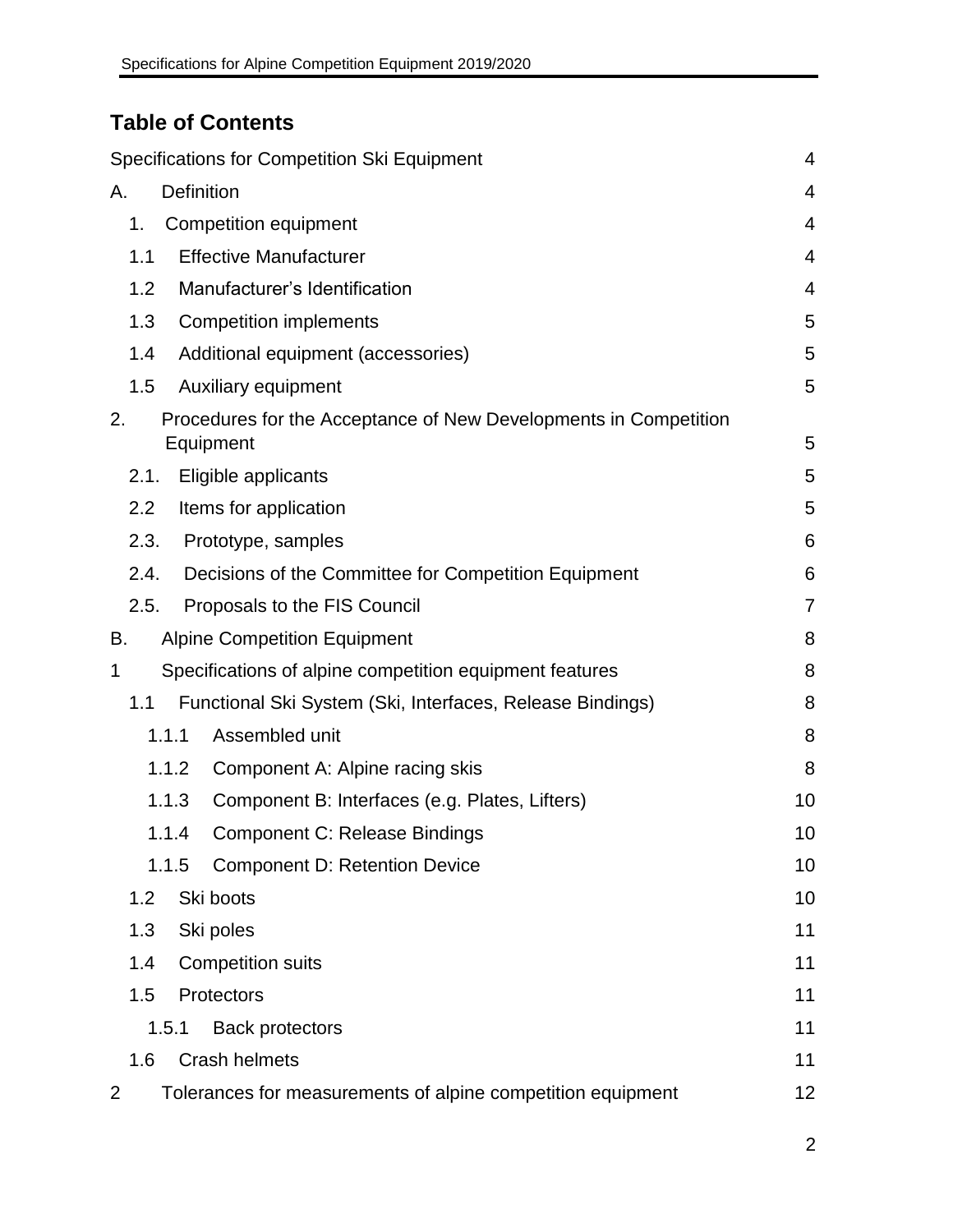## Table of Contents

| | |
|---|---|
| Specifications for Competition Ski Equipment | 4 |
| A. Definition | 4 |
| 1. Competition equipment | 4 |
| 1.1 Effective Manufacturer | 4 |
| 1.2 Manufacturer's Identification | 4 |
| 1.3 Competition implements | 5 |
| 1.4 Additional equipment (accessories) | 5 |
| 1.5 Auxiliary equipment | 5 |
| 2. Procedures for the Acceptance of New Developments in Competition Equipment | 5 |
| 2.1. Eligible applicants | 5 |
| 2.2 Items for application | 5 |
| 2.3. Prototype, samples | 6 |
| 2.4. Decisions of the Committee for Competition Equipment | 6 |
| 2.5. Proposals to the FIS Council | 7 |
| B. Alpine Competition Equipment | 8 |
| 1 Specifications of alpine competition equipment features | 8 |
| 1.1 Functional Ski System (Ski, Interfaces, Release Bindings) | 8 |
| 1.1.1 Assembled unit | 8 |
| 1.1.2 Component A: Alpine racing skis | 8 |
| 1.1.3 Component B: Interfaces (e.g. Plates, Lifters) | 10 |
| 1.1.4 Component C: Release Bindings | 10 |
| 1.1.5 Component D: Retention Device | 10 |
| 1.2 Ski boots | 10 |
| 1.3 Ski poles | 11 |
| 1.4 Competition suits | 11 |
| 1.5 Protectors | 11 |
| 1.5.1 Back protectors | 11 |
| 1.6 Crash helmets | 11 |
| 2 Tolerances for measurements of alpine competition equipment | 12 |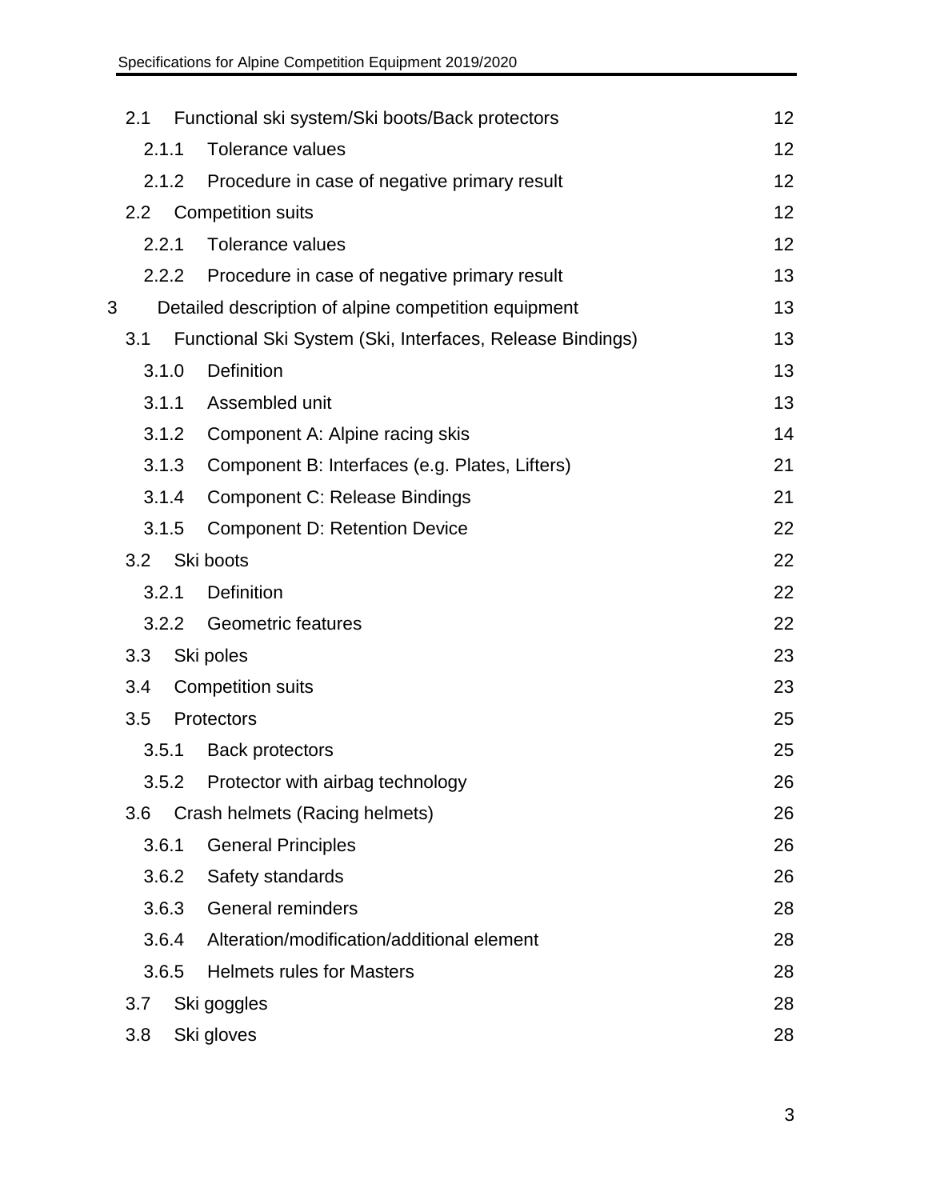- 2.1 Functional ski system/Ski boots/Back protectors — 12
  - 2.1.1 Tolerance values — 12
  - 2.1.2 Procedure in case of negative primary result — 12
- 2.2 Competition suits — 12
  - 2.2.1 Tolerance values — 12
  - 2.2.2 Procedure in case of negative primary result — 13

3 Detailed description of alpine competition equipment — 13

- 3.1 Functional Ski System (Ski, Interfaces, Release Bindings) — 13
  - 3.1.0 Definition — 13
  - 3.1.1 Assembled unit — 13
  - 3.1.2 Component A: Alpine racing skis — 14
  - 3.1.3 Component B: Interfaces (e.g. Plates, Lifters) — 21
  - 3.1.4 Component C: Release Bindings — 21
  - 3.1.5 Component D: Retention Device — 22
- 3.2 Ski boots — 22
  - 3.2.1 Definition — 22
  - 3.2.2 Geometric features — 22
- 3.3 Ski poles — 23
- 3.4 Competition suits — 23
- 3.5 Protectors — 25
  - 3.5.1 Back protectors — 25
  - 3.5.2 Protector with airbag technology — 26
- 3.6 Crash helmets (Racing helmets) — 26
  - 3.6.1 General Principles — 26
  - 3.6.2 Safety standards — 26
  - 3.6.3 General reminders — 28
  - 3.6.4 Alteration/modification/additional element — 28
  - 3.6.5 Helmets rules for Masters — 28
- 3.7 Ski goggles — 28
- 3.8 Ski gloves — 28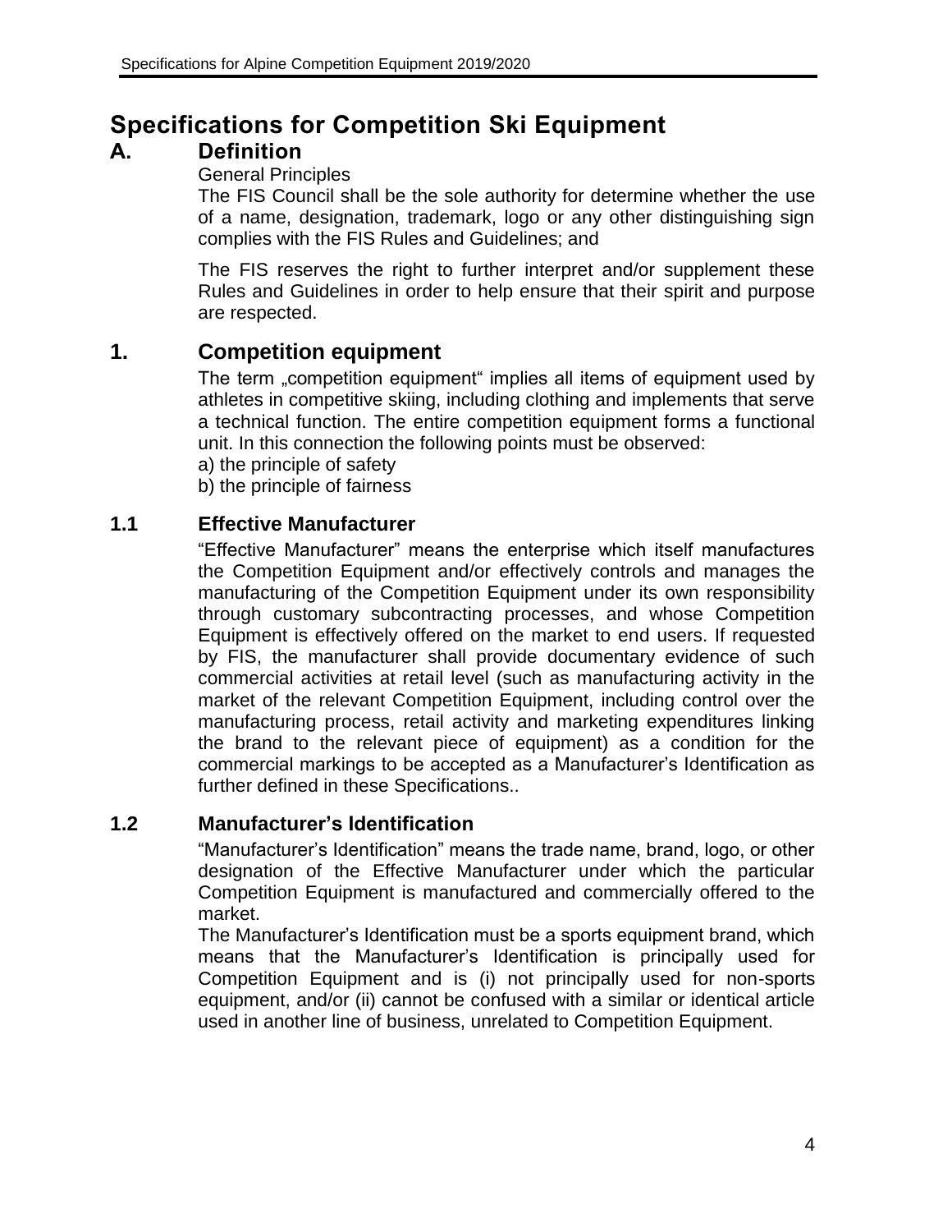# Specifications for Competition Ski Equipment

## A. Definition

General Principles

The FIS Council shall be the sole authority for determine whether the use of a name, designation, trademark, logo or any other distinguishing sign complies with the FIS Rules and Guidelines; and

The FIS reserves the right to further interpret and/or supplement these Rules and Guidelines in order to help ensure that their spirit and purpose are respected.

## 1. Competition equipment

The term „competition equipment" implies all items of equipment used by athletes in competitive skiing, including clothing and implements that serve a technical function. The entire competition equipment forms a functional unit. In this connection the following points must be observed:

a) the principle of safety
b) the principle of fairness

### 1.1 Effective Manufacturer

"Effective Manufacturer" means the enterprise which itself manufactures the Competition Equipment and/or effectively controls and manages the manufacturing of the Competition Equipment under its own responsibility through customary subcontracting processes, and whose Competition Equipment is effectively offered on the market to end users. If requested by FIS, the manufacturer shall provide documentary evidence of such commercial activities at retail level (such as manufacturing activity in the market of the relevant Competition Equipment, including control over the manufacturing process, retail activity and marketing expenditures linking the brand to the relevant piece of equipment) as a condition for the commercial markings to be accepted as a Manufacturer's Identification as further defined in these Specifications..

### 1.2 Manufacturer's Identification

"Manufacturer's Identification" means the trade name, brand, logo, or other designation of the Effective Manufacturer under which the particular Competition Equipment is manufactured and commercially offered to the market.

The Manufacturer's Identification must be a sports equipment brand, which means that the Manufacturer's Identification is principally used for Competition Equipment and is (i) not principally used for non-sports equipment, and/or (ii) cannot be confused with a similar or identical article used in another line of business, unrelated to Competition Equipment.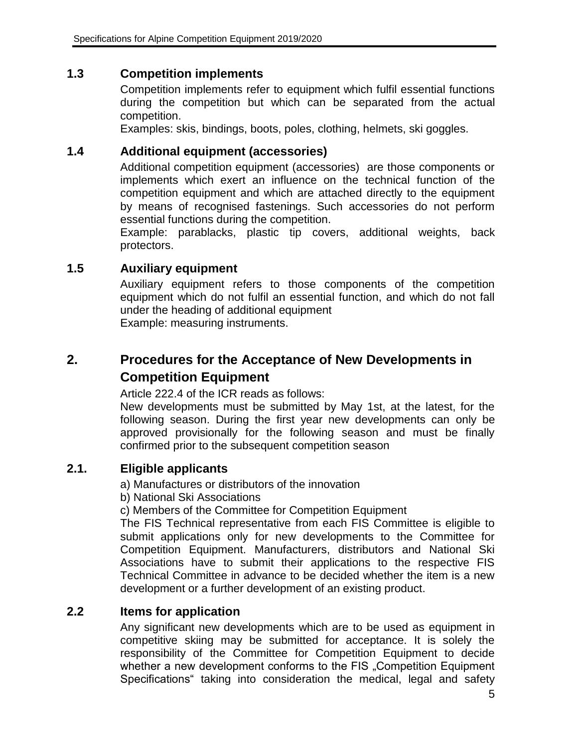### 1.3 Competition implements

Competition implements refer to equipment which fulfil essential functions during the competition but which can be separated from the actual competition.

Examples: skis, bindings, boots, poles, clothing, helmets, ski goggles.

### 1.4 Additional equipment (accessories)

Additional competition equipment (accessories) are those components or implements which exert an influence on the technical function of the competition equipment and which are attached directly to the equipment by means of recognised fastenings. Such accessories do not perform essential functions during the competition.

Example: parablacks, plastic tip covers, additional weights, back protectors.

### 1.5 Auxiliary equipment

Auxiliary equipment refers to those components of the competition equipment which do not fulfil an essential function, and which do not fall under the heading of additional equipment

Example: measuring instruments.

## 2. Procedures for the Acceptance of New Developments in Competition Equipment

Article 222.4 of the ICR reads as follows:

New developments must be submitted by May 1st, at the latest, for the following season. During the first year new developments can only be approved provisionally for the following season and must be finally confirmed prior to the subsequent competition season

### 2.1. Eligible applicants

a) Manufactures or distributors of the innovation

b) National Ski Associations

c) Members of the Committee for Competition Equipment

The FIS Technical representative from each FIS Committee is eligible to submit applications only for new developments to the Committee for Competition Equipment. Manufacturers, distributors and National Ski Associations have to submit their applications to the respective FIS Technical Committee in advance to be decided whether the item is a new development or a further development of an existing product.

### 2.2 Items for application

Any significant new developments which are to be used as equipment in competitive skiing may be submitted for acceptance. It is solely the responsibility of the Committee for Competition Equipment to decide whether a new development conforms to the FIS „Competition Equipment Specifications“ taking into consideration the medical, legal and safety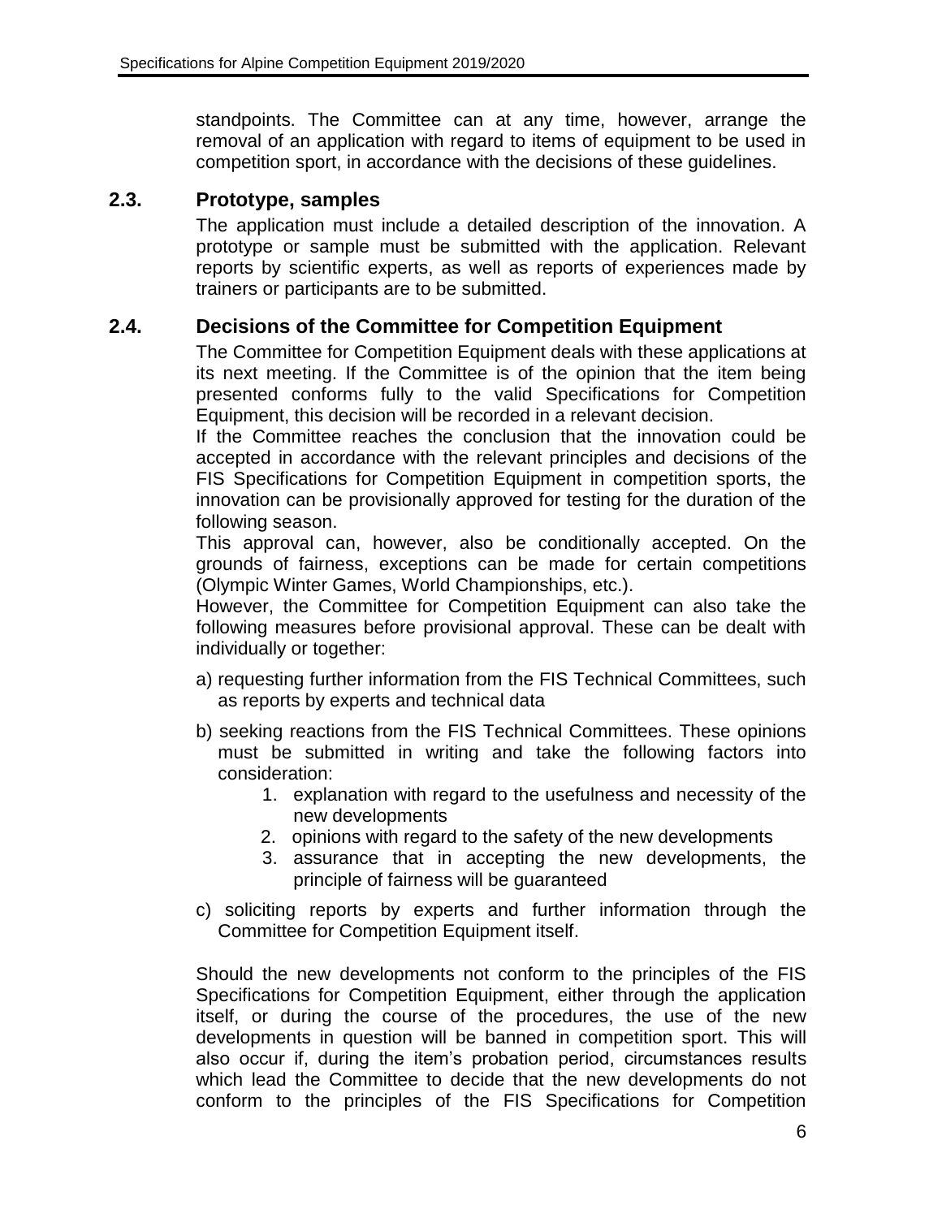standpoints. The Committee can at any time, however, arrange the removal of an application with regard to items of equipment to be used in competition sport, in accordance with the decisions of these guidelines.

## 2.3. Prototype, samples

The application must include a detailed description of the innovation. A prototype or sample must be submitted with the application. Relevant reports by scientific experts, as well as reports of experiences made by trainers or participants are to be submitted.

## 2.4. Decisions of the Committee for Competition Equipment

The Committee for Competition Equipment deals with these applications at its next meeting. If the Committee is of the opinion that the item being presented conforms fully to the valid Specifications for Competition Equipment, this decision will be recorded in a relevant decision.

If the Committee reaches the conclusion that the innovation could be accepted in accordance with the relevant principles and decisions of the FIS Specifications for Competition Equipment in competition sports, the innovation can be provisionally approved for testing for the duration of the following season.

This approval can, however, also be conditionally accepted. On the grounds of fairness, exceptions can be made for certain competitions (Olympic Winter Games, World Championships, etc.).

However, the Committee for Competition Equipment can also take the following measures before provisional approval. These can be dealt with individually or together:

a) requesting further information from the FIS Technical Committees, such as reports by experts and technical data

b) seeking reactions from the FIS Technical Committees. These opinions must be submitted in writing and take the following factors into consideration:
   1. explanation with regard to the usefulness and necessity of the new developments
   2. opinions with regard to the safety of the new developments
   3. assurance that in accepting the new developments, the principle of fairness will be guaranteed

c) soliciting reports by experts and further information through the Committee for Competition Equipment itself.

Should the new developments not conform to the principles of the FIS Specifications for Competition Equipment, either through the application itself, or during the course of the procedures, the use of the new developments in question will be banned in competition sport. This will also occur if, during the item's probation period, circumstances results which lead the Committee to decide that the new developments do not conform to the principles of the FIS Specifications for Competition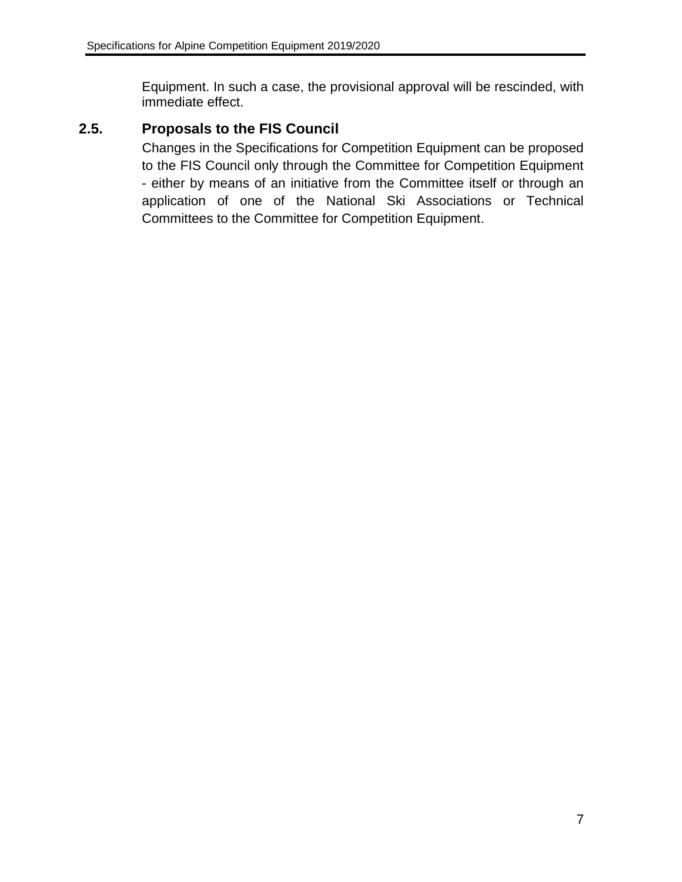Equipment. In such a case, the provisional approval will be rescinded, with immediate effect.

## 2.5. Proposals to the FIS Council

Changes in the Specifications for Competition Equipment can be proposed to the FIS Council only through the Committee for Competition Equipment - either by means of an initiative from the Committee itself or through an application of one of the National Ski Associations or Technical Committees to the Committee for Competition Equipment.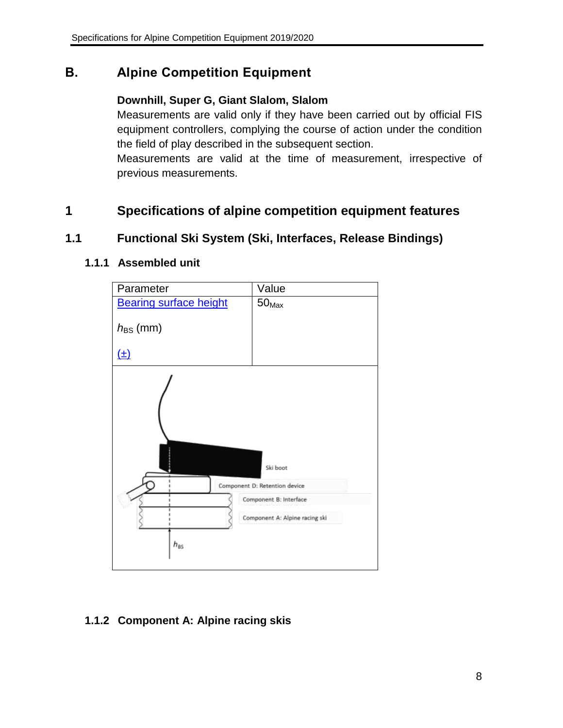# B. Alpine Competition Equipment

**Downhill, Super G, Giant Slalom, Slalom**

Measurements are valid only if they have been carried out by official FIS equipment controllers, complying the course of action under the condition the field of play described in the subsequent section.

Measurements are valid at the time of measurement, irrespective of previous measurements.

# 1 Specifications of alpine competition equipment features

## 1.1 Functional Ski System (Ski, Interfaces, Release Bindings)

### 1.1.1 Assembled unit

| Parameter | Value |
|---|---|
| Bearing surface height<br><br>$h_{BS}$ (mm)<br><br>(±) | $50_{Max}$ |

### 1.1.2 Component A: Alpine racing skis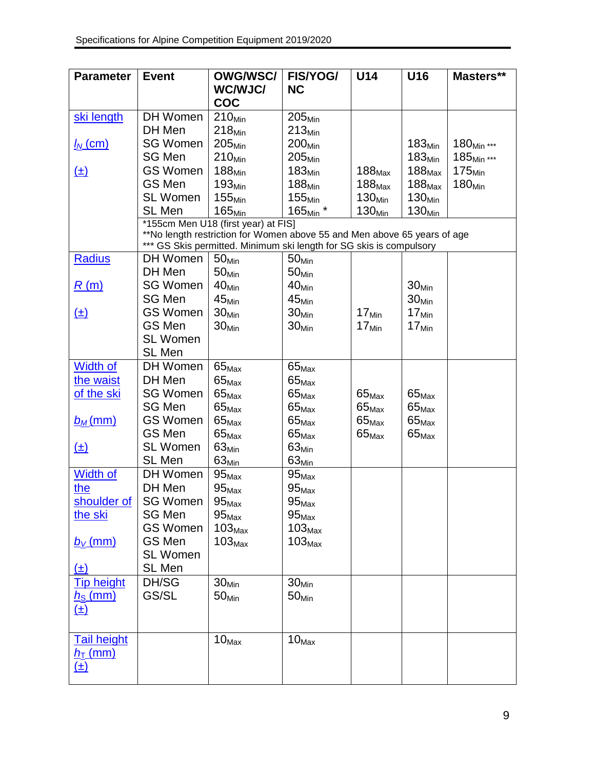| Parameter | Event | OWG/WSC/ WC/WJC/ COC | FIS/YOG/ NC | U14 | U16 | Masters** |
|---|---|---|---|---|---|---|
| ski length $l_N$ (cm) (±) | DH Women | $210_{Min}$ | $205_{Min}$ | | | |
| | DH Men | $218_{Min}$ | $213_{Min}$ | | | |
| | SG Women | $205_{Min}$ | $200_{Min}$ | | $183_{Min}$ | $180_{Min}$ *** |
| | SG Men | $210_{Min}$ | $205_{Min}$ | | $183_{Min}$ | $185_{Min}$ *** |
| | GS Women | $188_{Min}$ | $183_{Min}$ | $188_{Max}$ | $188_{Max}$ | $175_{Min}$ |
| | GS Men | $193_{Min}$ | $188_{Min}$ | $188_{Max}$ | $188_{Max}$ | $180_{Min}$ |
| | SL Women | $155_{Min}$ | $155_{Min}$ | $130_{Min}$ | $130_{Min}$ | |
| | SL Men | $165_{Min}$ | $165_{Min}$ * | $130_{Min}$ | $130_{Min}$ | |
| | *155cm Men U18 (first year) at FIS]<br>**No length restriction for Women above 55 and Men above 65 years of age<br>*** GS Skis permitted. Minimum ski length for SG skis is compulsory | | | | | |
| Radius $R$ (m) (±) | DH Women | $50_{Min}$ | $50_{Min}$ | | | |
| | DH Men | $50_{Min}$ | $50_{Min}$ | | | |
| | SG Women | $40_{Min}$ | $40_{Min}$ | | $30_{Min}$ | |
| | SG Men | $45_{Min}$ | $45_{Min}$ | | $30_{Min}$ | |
| | GS Women | $30_{Min}$ | $30_{Min}$ | $17_{Min}$ | $17_{Min}$ | |
| | GS Men | $30_{Min}$ | $30_{Min}$ | $17_{Min}$ | $17_{Min}$ | |
| | SL Women | | | | | |
| | SL Men | | | | | |
| Width of the waist of the ski $b_M$ (mm) (±) | DH Women | $65_{Max}$ | $65_{Max}$ | | | |
| | DH Men | $65_{Max}$ | $65_{Max}$ | | | |
| | SG Women | $65_{Max}$ | $65_{Max}$ | $65_{Max}$ | $65_{Max}$ | |
| | SG Men | $65_{Max}$ | $65_{Max}$ | $65_{Max}$ | $65_{Max}$ | |
| | GS Women | $65_{Max}$ | $65_{Max}$ | $65_{Max}$ | $65_{Max}$ | |
| | GS Men | $65_{Max}$ | $65_{Max}$ | $65_{Max}$ | $65_{Max}$ | |
| | SL Women | $63_{Min}$ | $63_{Min}$ | | | |
| | SL Men | $63_{Min}$ | $63_{Min}$ | | | |
| Width of the shoulder of the ski $b_V$ (mm) (±) | DH Women | $95_{Max}$ | $95_{Max}$ | | | |
| | DH Men | $95_{Max}$ | $95_{Max}$ | | | |
| | SG Women | $95_{Max}$ | $95_{Max}$ | | | |
| | SG Men | $95_{Max}$ | $95_{Max}$ | | | |
| | GS Women | $103_{Max}$ | $103_{Max}$ | | | |
| | GS Men | $103_{Max}$ | $103_{Max}$ | | | |
| | SL Women | | | | | |
| | SL Men | | | | | |
| Tip height $h_S$ (mm) (±) | DH/SG | $30_{Min}$ | $30_{Min}$ | | | |
| | GS/SL | $50_{Min}$ | $50_{Min}$ | | | |
| Tail height $h_T$ (mm) (±) | | $10_{Max}$ | $10_{Max}$ | | | |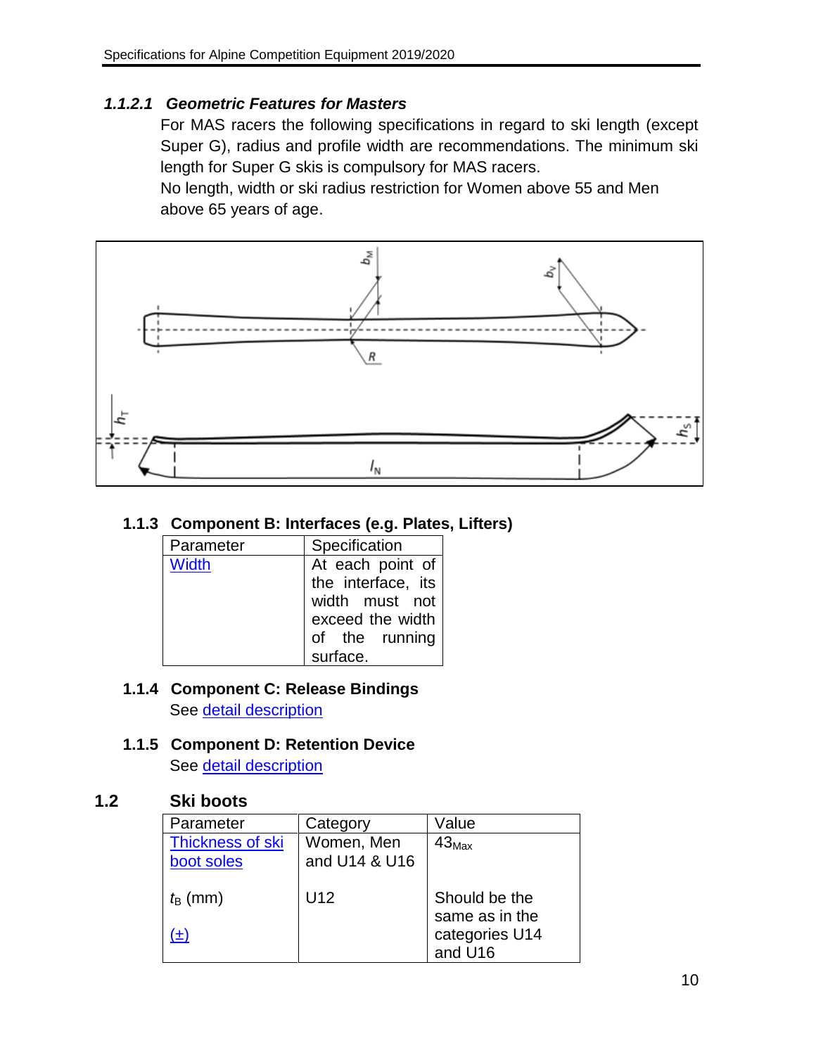#### *1.1.2.1 Geometric Features for Masters*

For MAS racers the following specifications in regard to ski length (except Super G), radius and profile width are recommendations. The minimum ski length for Super G skis is compulsory for MAS racers.
No length, width or ski radius restriction for Women above 55 and Men above 65 years of age.

### 1.1.3 Component B: Interfaces (e.g. Plates, Lifters)

| Parameter | Specification |
|---|---|
| Width | At each point of the interface, its width must not exceed the width of the running surface. |

### 1.1.4 Component C: Release Bindings

See detail description

### 1.1.5 Component D: Retention Device

See detail description

## 1.2 Ski boots

| Parameter | Category | Value |
|---|---|---|
| Thickness of ski boot soles | Women, Men and U14 & U16 | $43_{Max}$ |
| $t_B$ (mm) | U12 | Should be the same as in the categories U14 and U16 |
| (±) | | |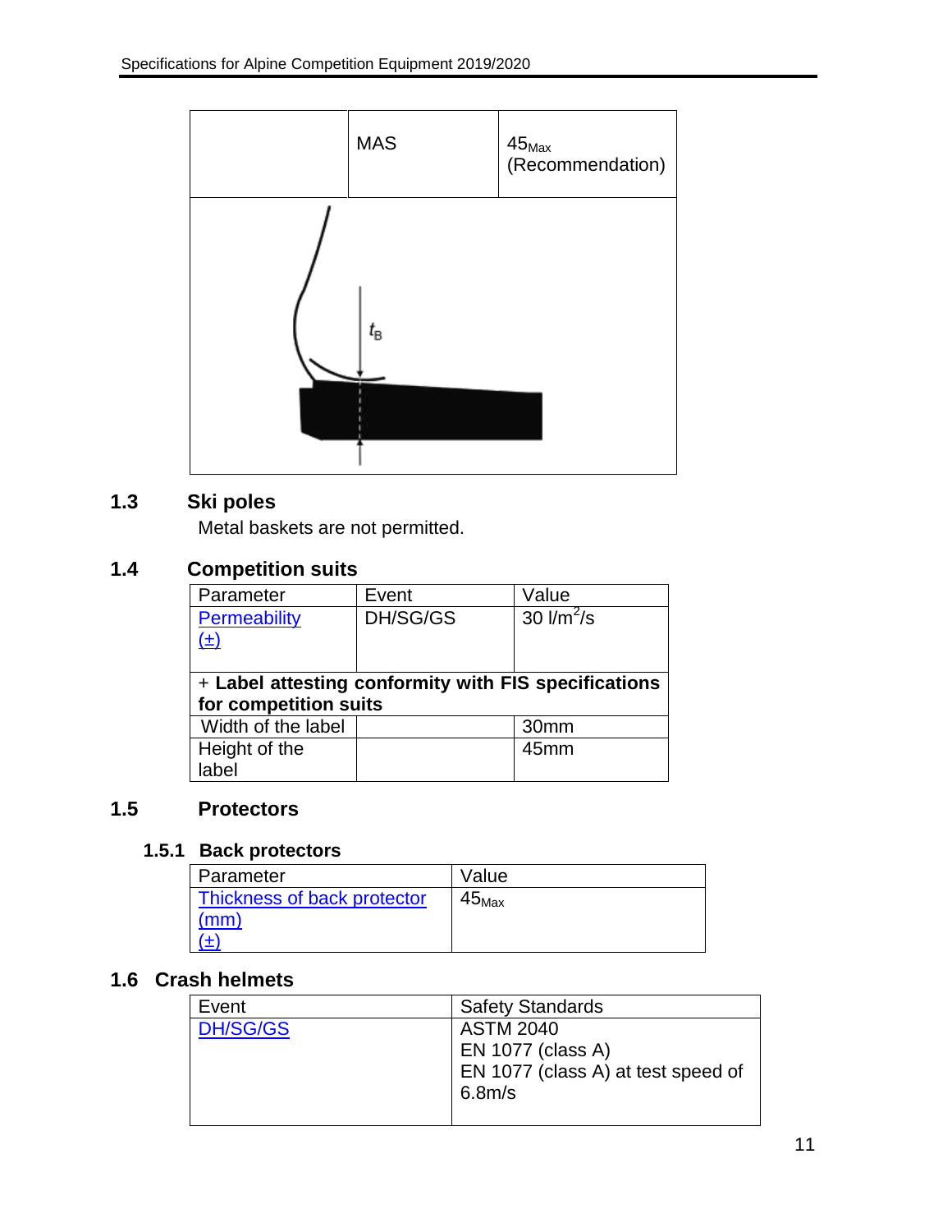| | MAS | $45_{Max}$ (Recommendation) |
|---|---|---|

## 1.3 Ski poles

Metal baskets are not permitted.

## 1.4 Competition suits

| Parameter | Event | Value |
|---|---|---|
| Permeability (±) | DH/SG/GS | 30 $l/m^2/s$ |
| + **Label attesting conformity with FIS specifications for competition suits** | | |
| Width of the label | | 30mm |
| Height of the label | | 45mm |

## 1.5 Protectors

### 1.5.1 Back protectors

| Parameter | Value |
|---|---|
| Thickness of back protector (mm) (±) | $45_{Max}$ |

## 1.6 Crash helmets

| Event | Safety Standards |
|---|---|
| DH/SG/GS | ASTM 2040<br>EN 1077 (class A)<br>EN 1077 (class A) at test speed of 6.8m/s |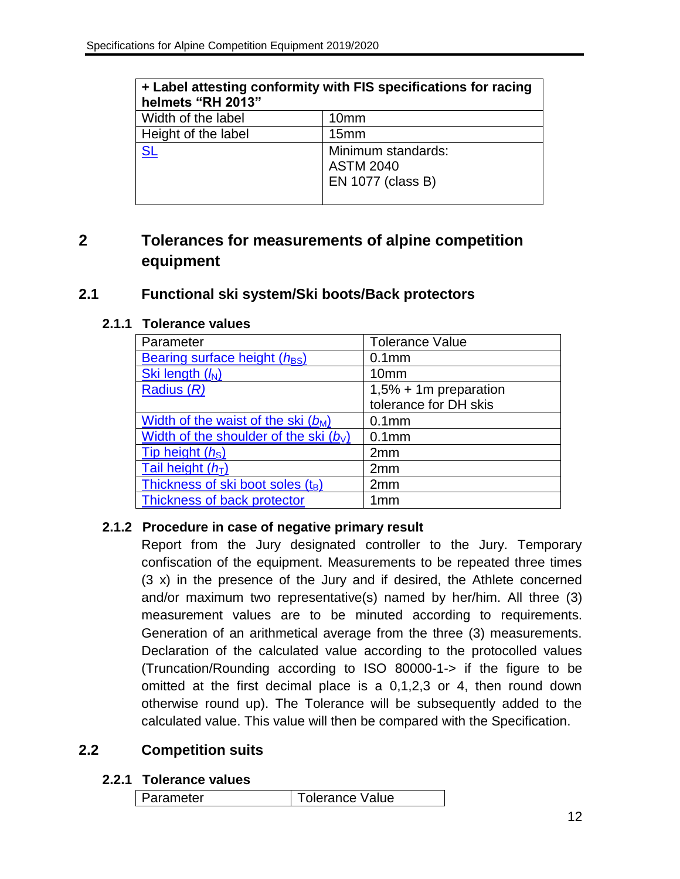| + Label attesting conformity with FIS specifications for racing helmets "RH 2013" | |
|---|---|
| Width of the label | 10mm |
| Height of the label | 15mm |
| SL | Minimum standards:<br>ASTM 2040<br>EN 1077 (class B) |

# 2 Tolerances for measurements of alpine competition equipment

## 2.1 Functional ski system/Ski boots/Back protectors

### 2.1.1 Tolerance values

| Parameter | Tolerance Value |
|---|---|
| Bearing surface height ($h_{BS}$) | 0.1mm |
| Ski length ($l_N$) | 10mm |
| Radius ($R$) | 1,5% + 1m preparation tolerance for DH skis |
| Width of the waist of the ski ($b_M$) | 0.1mm |
| Width of the shoulder of the ski ($b_V$) | 0.1mm |
| Tip height ($h_S$) | 2mm |
| Tail height ($h_T$) | 2mm |
| Thickness of ski boot soles ($t_B$) | 2mm |
| Thickness of back protector | 1mm |

### 2.1.2 Procedure in case of negative primary result

Report from the Jury designated controller to the Jury. Temporary confiscation of the equipment. Measurements to be repeated three times (3 x) in the presence of the Jury and if desired, the Athlete concerned and/or maximum two representative(s) named by her/him. All three (3) measurement values are to be minuted according to requirements. Generation of an arithmetical average from the three (3) measurements. Declaration of the calculated value according to the protocolled values (Truncation/Rounding according to ISO 80000-1-> if the figure to be omitted at the first decimal place is a 0,1,2,3 or 4, then round down otherwise round up). The Tolerance will be subsequently added to the calculated value. This value will then be compared with the Specification.

## 2.2 Competition suits

### 2.2.1 Tolerance values

| Parameter | Tolerance Value |
|---|---|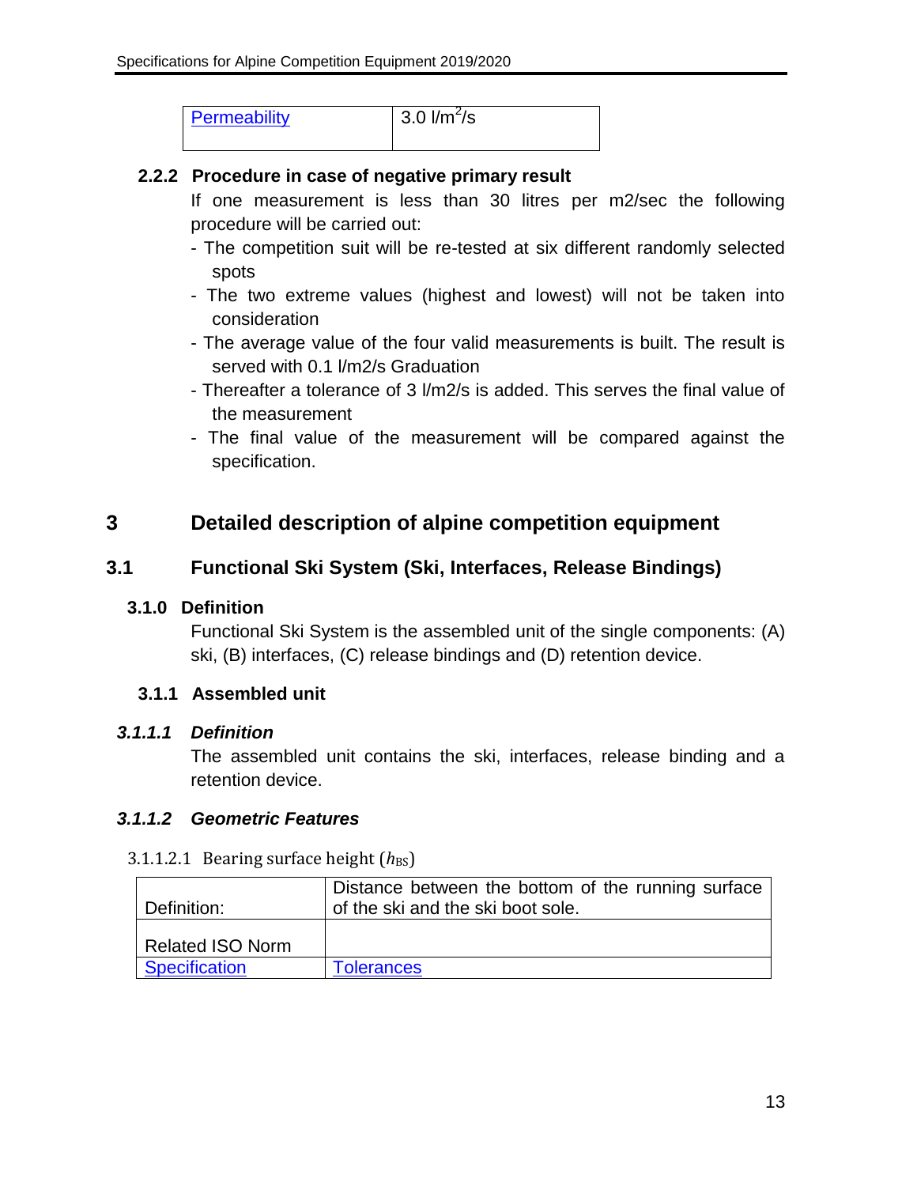| Permeability | 3.0 l/m$^2$/s |
|---|---|

### 2.2.2 Procedure in case of negative primary result

If one measurement is less than 30 litres per m2/sec the following procedure will be carried out:

- The competition suit will be re-tested at six different randomly selected spots
- The two extreme values (highest and lowest) will not be taken into consideration
- The average value of the four valid measurements is built. The result is served with 0.1 l/m2/s Graduation
- Thereafter a tolerance of 3 l/m2/s is added. This serves the final value of the measurement
- The final value of the measurement will be compared against the specification.

# 3 Detailed description of alpine competition equipment

## 3.1 Functional Ski System (Ski, Interfaces, Release Bindings)

### 3.1.0 Definition

Functional Ski System is the assembled unit of the single components: (A) ski, (B) interfaces, (C) release bindings and (D) retention device.

### 3.1.1 Assembled unit

#### *3.1.1.1 Definition*

The assembled unit contains the ski, interfaces, release binding and a retention device.

#### *3.1.1.2 Geometric Features*

3.1.1.2.1 Bearing surface height ($h_{BS}$)

| Definition: | Distance between the bottom of the running surface of the ski and the ski boot sole. |
|---|---|
| Related ISO Norm | |
| Specification | Tolerances |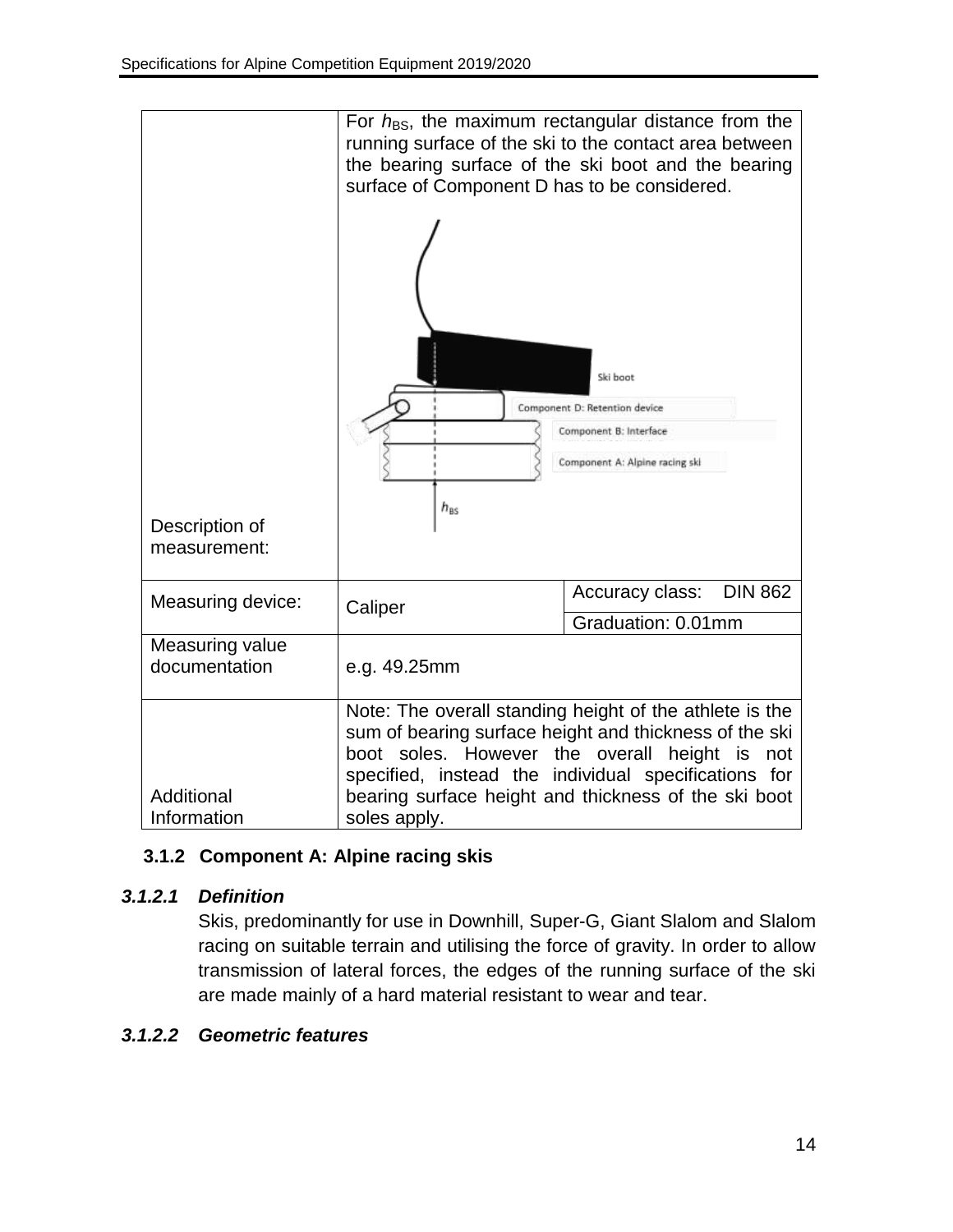| | | |
|---|---|---|
| Description of measurement: | For $h_{BS}$, the maximum rectangular distance from the running surface of the ski to the contact area between the bearing surface of the ski boot and the bearing surface of Component D has to be considered. | |
| Measuring device: | Caliper | Accuracy class: DIN 862 |
| | | Graduation: 0.01mm |
| Measuring value documentation | e.g. 49.25mm | |
| Additional Information | Note: The overall standing height of the athlete is the sum of bearing surface height and thickness of the ski boot soles. However the overall height is not specified, instead the individual specifications for bearing surface height and thickness of the ski boot soles apply. | |

### 3.1.2 Component A: Alpine racing skis

#### *3.1.2.1 Definition*

Skis, predominantly for use in Downhill, Super-G, Giant Slalom and Slalom racing on suitable terrain and utilising the force of gravity. In order to allow transmission of lateral forces, the edges of the running surface of the ski are made mainly of a hard material resistant to wear and tear.

#### *3.1.2.2 Geometric features*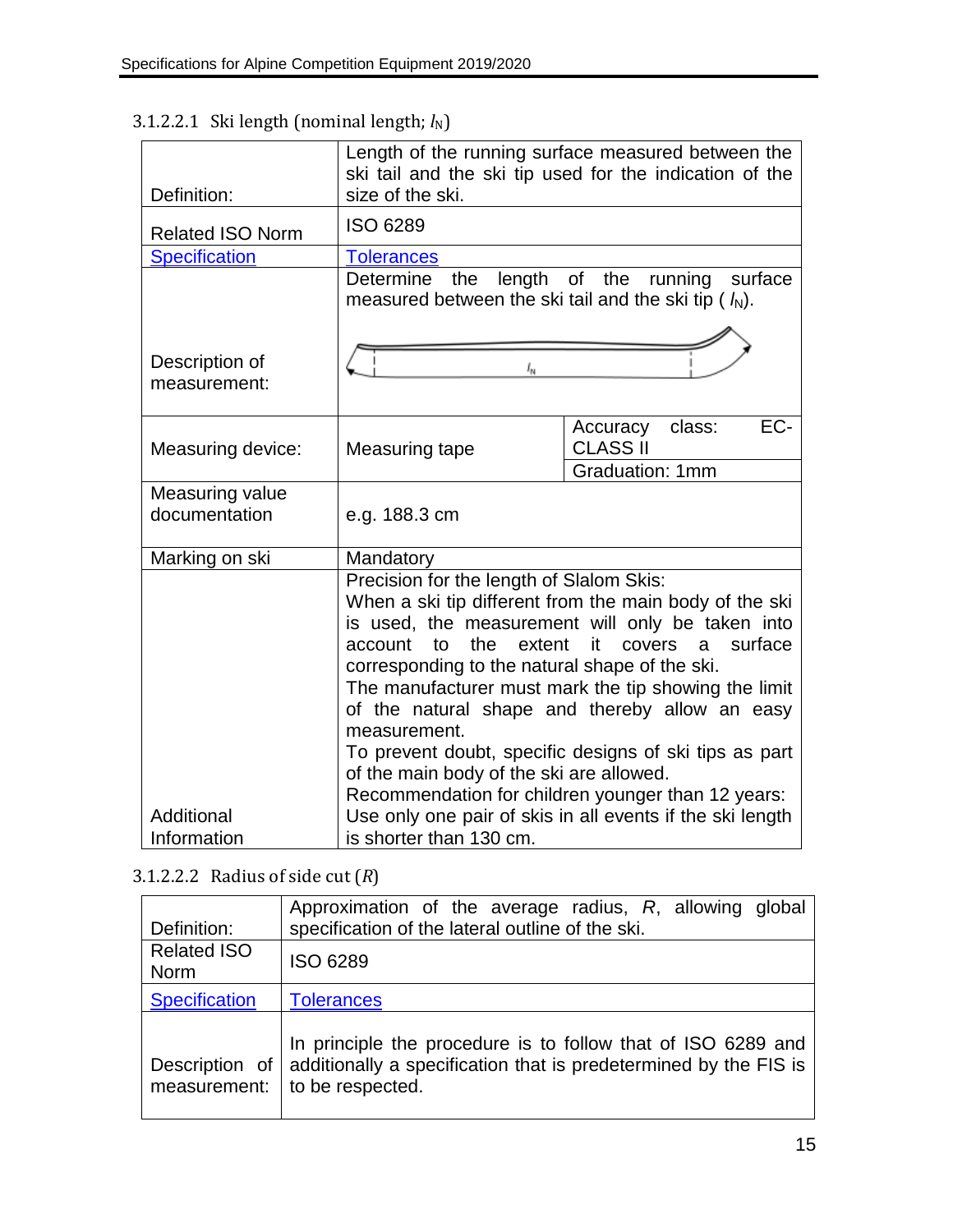#### 3.1.2.2.1 Ski length (nominal length; $l_N$)

| | | |
|---|---|---|
| Definition: | Length of the running surface measured between the ski tail and the ski tip used for the indication of the size of the ski. | |
| Related ISO Norm | ISO 6289 | |
| Specification | Tolerances | |
| Description of measurement: | Determine the length of the running surface measured between the ski tail and the ski tip ( $l_N$). | |
| Measuring device: | Measuring tape | Accuracy class: EC-CLASS II |
| | | Graduation: 1mm |
| Measuring value documentation | e.g. 188.3 cm | |
| Marking on ski | Mandatory | |
| Additional Information | Precision for the length of Slalom Skis:<br>When a ski tip different from the main body of the ski is used, the measurement will only be taken into account to the extent it covers a surface corresponding to the natural shape of the ski.<br>The manufacturer must mark the tip showing the limit of the natural shape and thereby allow an easy measurement.<br>To prevent doubt, specific designs of ski tips as part of the main body of the ski are allowed.<br>Recommendation for children younger than 12 years:<br>Use only one pair of skis in all events if the ski length is shorter than 130 cm. | |

#### 3.1.2.2.2 Radius of side cut ($R$)

| | |
|---|---|
| Definition: | Approximation of the average radius, $R$, allowing global specification of the lateral outline of the ski. |
| Related ISO Norm | ISO 6289 |
| Specification | Tolerances |
| Description of measurement: | In principle the procedure is to follow that of ISO 6289 and additionally a specification that is predetermined by the FIS is to be respected. |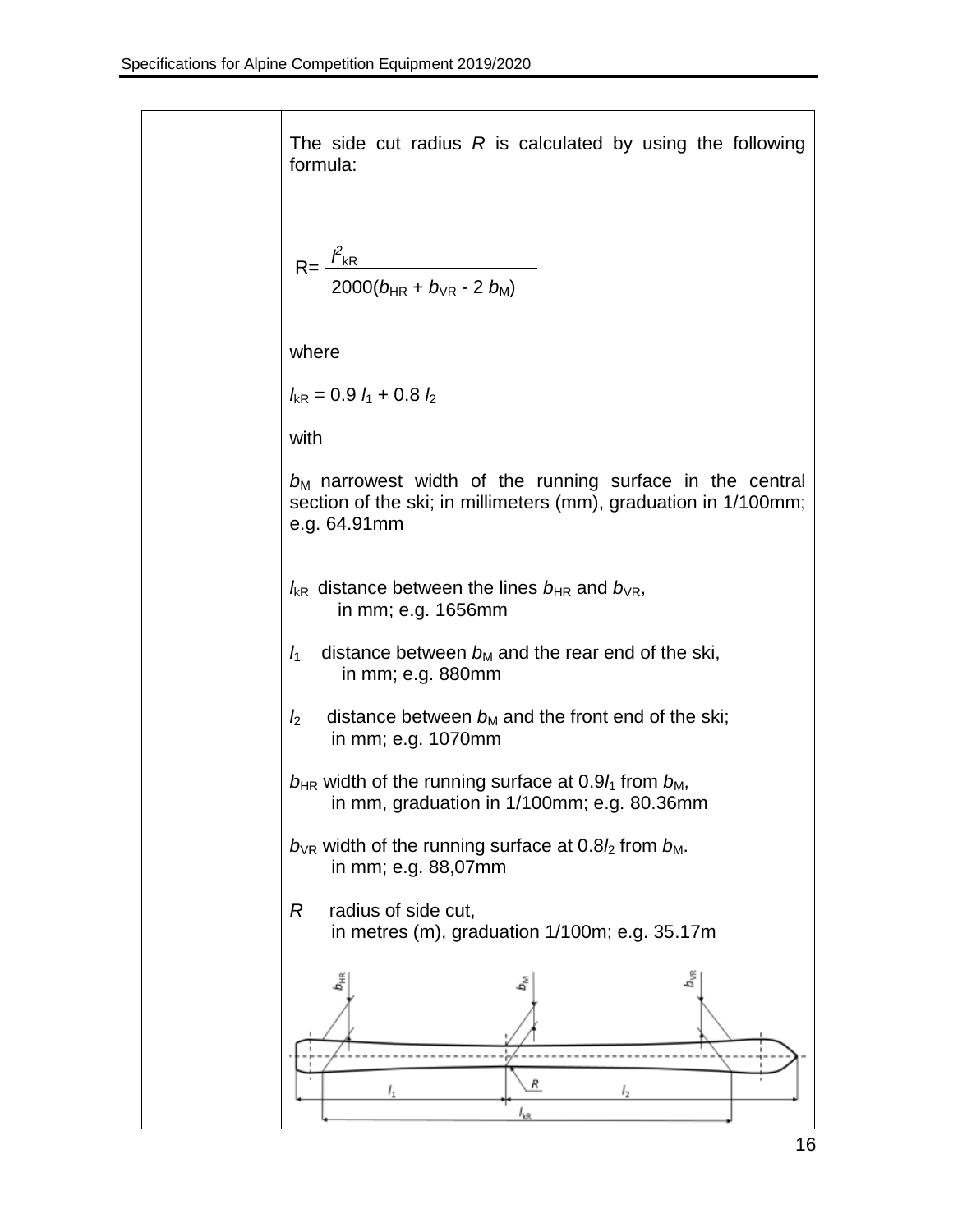The side cut radius $R$ is calculated by using the following formula:

$$R = \frac{l^2_{kR}}{2000(b_{HR} + b_{VR} - 2\, b_M)}$$

where

$l_{kR} = 0.9\, l_1 + 0.8\, l_2$

with

$b_M$ narrowest width of the running surface in the central section of the ski; in millimeters (mm), graduation in 1/100mm; e.g. 64.91mm

$l_{kR}$ distance between the lines $b_{HR}$ and $b_{VR}$, in mm; e.g. 1656mm

$l_1$ distance between $b_M$ and the rear end of the ski, in mm; e.g. 880mm

$l_2$ distance between $b_M$ and the front end of the ski; in mm; e.g. 1070mm

$b_{HR}$ width of the running surface at $0.9l_1$ from $b_M$, in mm, graduation in 1/100mm; e.g. 80.36mm

$b_{VR}$ width of the running surface at $0.8l_2$ from $b_M$. in mm; e.g. 88,07mm

$R$ radius of side cut, in metres (m), graduation 1/100m; e.g. 35.17m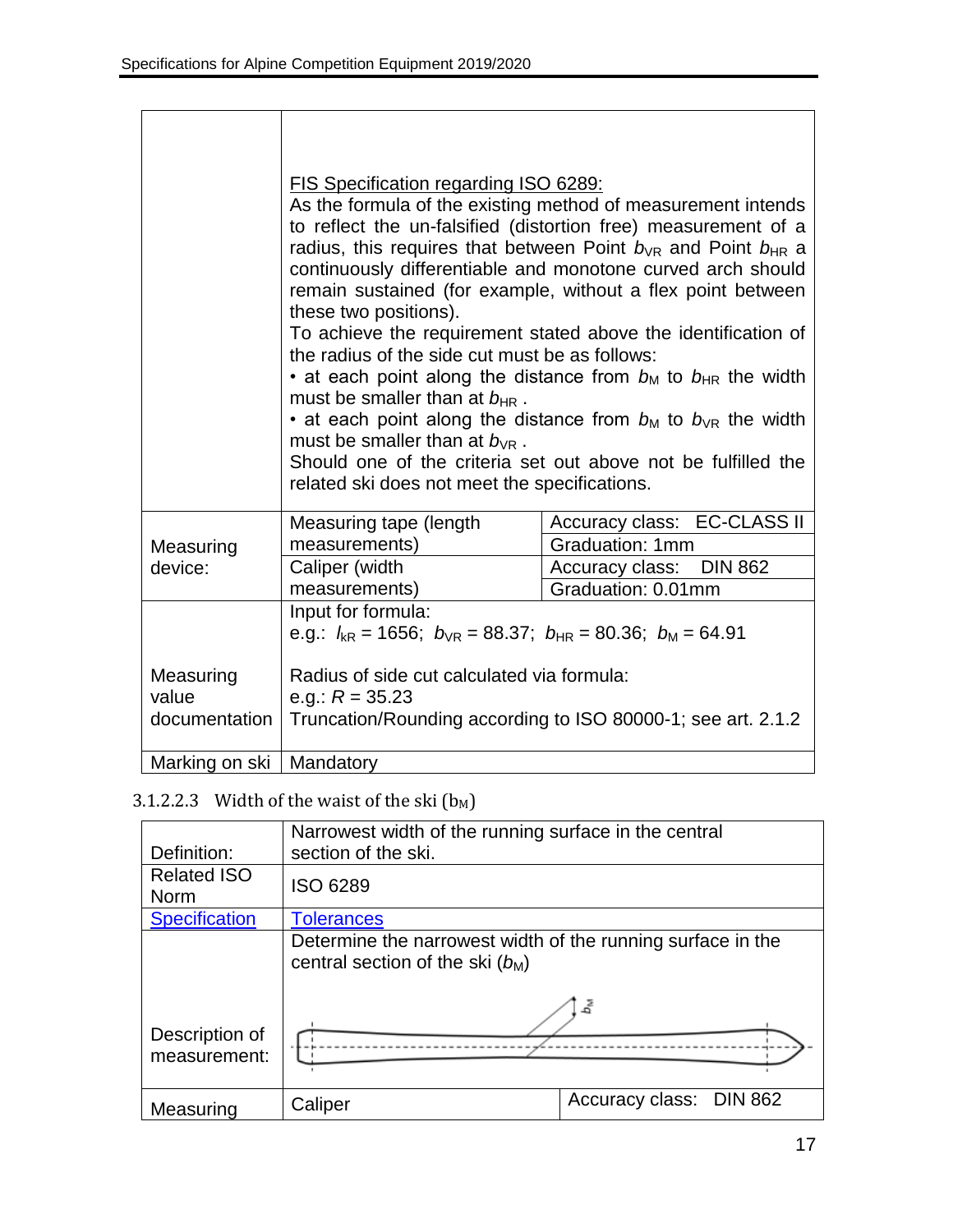| | |
|---|---|
| | <u>FIS Specification regarding ISO 6289:</u><br>As the formula of the existing method of measurement intends to reflect the un-falsified (distortion free) measurement of a radius, this requires that between Point $b_{VR}$ and Point $b_{HR}$ a continuously differentiable and monotone curved arch should remain sustained (for example, without a flex point between these two positions).<br>To achieve the requirement stated above the identification of the radius of the side cut must be as follows:<br>• at each point along the distance from $b_M$ to $b_{HR}$ the width must be smaller than at $b_{HR}$ .<br>• at each point along the distance from $b_M$ to $b_{VR}$ the width must be smaller than at $b_{VR}$ .<br>Should one of the criteria set out above not be fulfilled the related ski does not meet the specifications. |

| | | |
|---|---|---|
| Measuring device: | Measuring tape (length measurements) | Accuracy class: EC-CLASS II<br>Graduation: 1mm |
| | Caliper (width measurements) | Accuracy class: DIN 862<br>Graduation: 0.01mm |
| Measuring value documentation | Input for formula:<br>e.g.: $l_{kR}$ = 1656; $b_{VR}$ = 88.37; $b_{HR}$ = 80.36; $b_M$ = 64.91<br><br>Radius of side cut calculated via formula:<br>e.g.: $R$ = 35.23<br>Truncation/Rounding according to ISO 80000-1; see art. 2.1.2 | |
| Marking on ski | Mandatory | |

3.1.2.2.3 Width of the waist of the ski ($b_M$)

| | | |
|---|---|---|
| Definition: | Narrowest width of the running surface in the central section of the ski. | |
| Related ISO Norm | ISO 6289 | |
| Specification | Tolerances | |
| Description of measurement: | Determine the narrowest width of the running surface in the central section of the ski ($b_M$) | |
| Measuring | Caliper | Accuracy class: DIN 862 |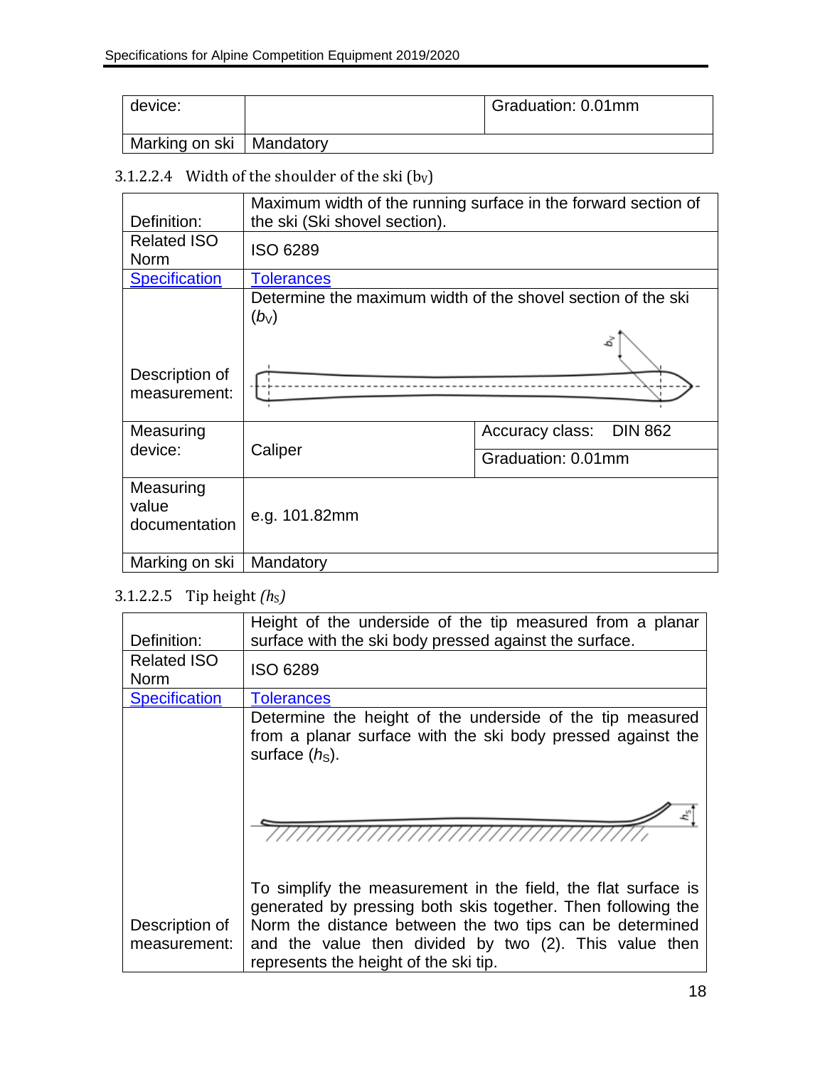| device: | | Graduation: 0.01mm |
|---|---|---|
| Marking on ski | Mandatory | |

### 3.1.2.2.4 Width of the shoulder of the ski ($b_V$)

| Definition: | Maximum width of the running surface in the forward section of the ski (Ski shovel section). | |
|---|---|---|
| Related ISO Norm | ISO 6289 | |
| Specification | Tolerances | |
| Description of measurement: | Determine the maximum width of the shovel section of the ski ($b_V$) | |
| Measuring device: | Caliper | Accuracy class: DIN 862 |
| | | Graduation: 0.01mm |
| Measuring value documentation | e.g. 101.82mm | |
| Marking on ski | Mandatory | |

### 3.1.2.2.5 Tip height ($h_S$)

| Definition: | Height of the underside of the tip measured from a planar surface with the ski body pressed against the surface. |
|---|---|
| Related ISO Norm | ISO 6289 |
| Specification | Tolerances |
| Description of measurement: | Determine the height of the underside of the tip measured from a planar surface with the ski body pressed against the surface ($h_S$).<br><br>To simplify the measurement in the field, the flat surface is generated by pressing both skis together. Then following the Norm the distance between the two tips can be determined and the value then divided by two (2). This value then represents the height of the ski tip. |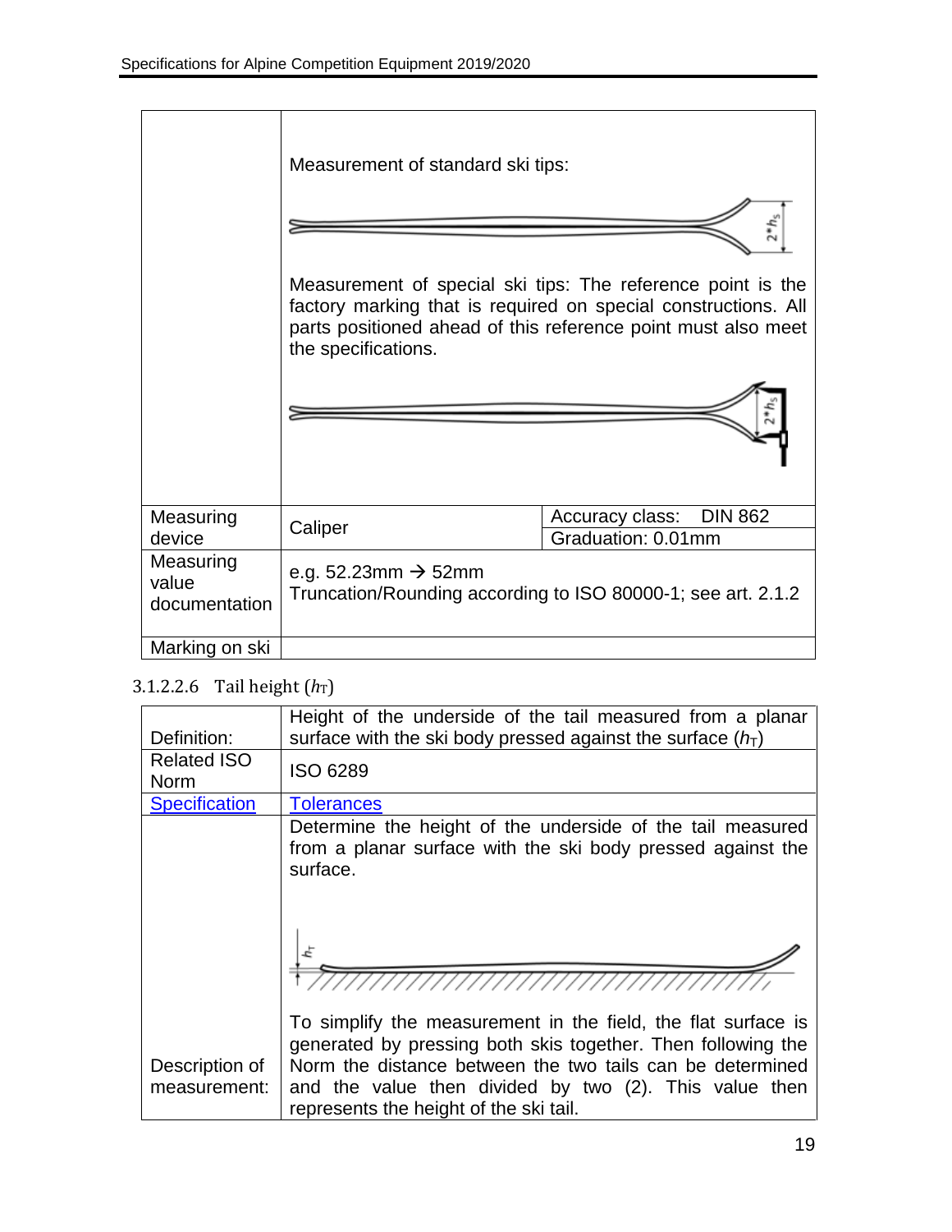| | | |
|---|---|---|
| | Measurement of standard ski tips:<br><br>Measurement of special ski tips: The reference point is the factory marking that is required on special constructions. All parts positioned ahead of this reference point must also meet the specifications. | |
| Measuring device | Caliper | Accuracy class: DIN 862<br>Graduation: 0.01mm |
| Measuring value documentation | e.g. 52.23mm → 52mm<br>Truncation/Rounding according to ISO 80000-1; see art. 2.1.2 | |
| Marking on ski | | |

#### 3.1.2.2.6 Tail height ($h_T$)

| | |
|---|---|
| Definition: | Height of the underside of the tail measured from a planar surface with the ski body pressed against the surface ($h_T$) |
| Related ISO Norm | ISO 6289 |
| Specification | Tolerances |
| Description of measurement: | Determine the height of the underside of the tail measured from a planar surface with the ski body pressed against the surface.<br><br>To simplify the measurement in the field, the flat surface is generated by pressing both skis together. Then following the Norm the distance between the two tails can be determined and the value then divided by two (2). This value then represents the height of the ski tail. |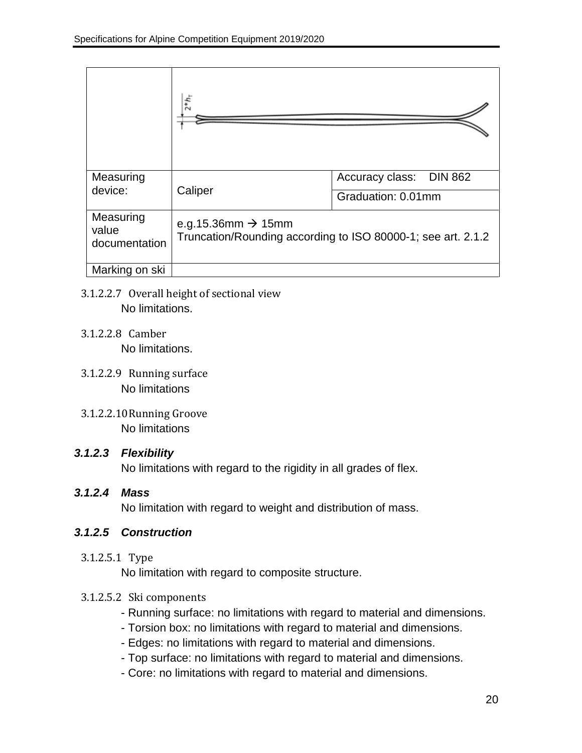| | | |
|---|---|---|
| | | |
| Measuring device: | Caliper | Accuracy class: DIN 862 |
| | | Graduation: 0.01mm |
| Measuring value documentation | e.g.15.36mm → 15mm<br>Truncation/Rounding according to ISO 80000-1; see art. 2.1.2 | |
| Marking on ski | | |

3.1.2.2.7 Overall height of sectional view

No limitations.

3.1.2.2.8 Camber

No limitations.

3.1.2.2.9 Running surface

No limitations

3.1.2.2.10 Running Groove

No limitations

### *3.1.2.3 Flexibility*

No limitations with regard to the rigidity in all grades of flex.

### *3.1.2.4 Mass*

No limitation with regard to weight and distribution of mass.

### *3.1.2.5 Construction*

3.1.2.5.1 Type

No limitation with regard to composite structure.

3.1.2.5.2 Ski components

- Running surface: no limitations with regard to material and dimensions.
- Torsion box: no limitations with regard to material and dimensions.
- Edges: no limitations with regard to material and dimensions.
- Top surface: no limitations with regard to material and dimensions.
- Core: no limitations with regard to material and dimensions.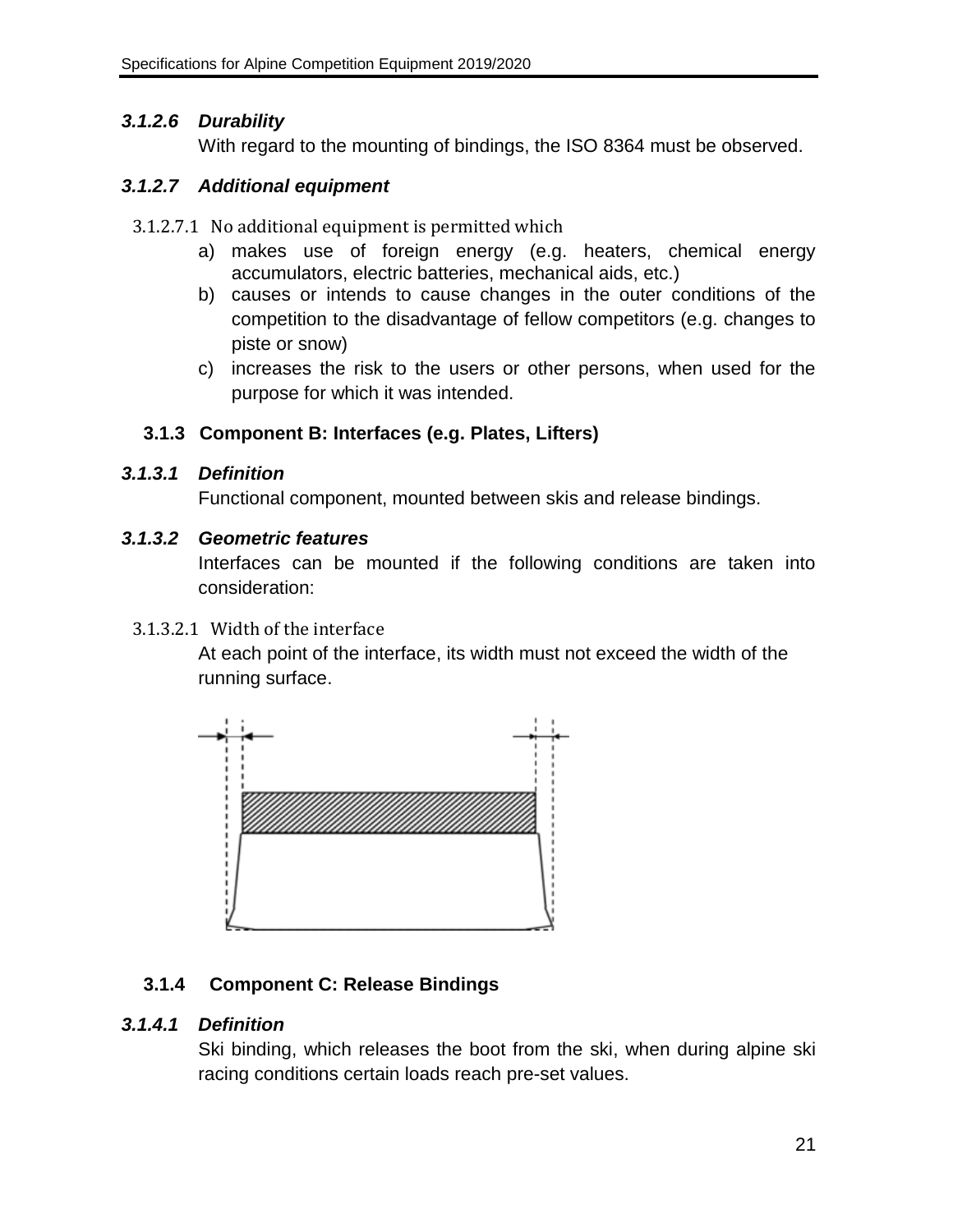#### 3.1.2.6 *Durability*

With regard to the mounting of bindings, the ISO 8364 must be observed.

#### 3.1.2.7 *Additional equipment*

3.1.2.7.1 No additional equipment is permitted which

a) makes use of foreign energy (e.g. heaters, chemical energy accumulators, electric batteries, mechanical aids, etc.)
b) causes or intends to cause changes in the outer conditions of the competition to the disadvantage of fellow competitors (e.g. changes to piste or snow)
c) increases the risk to the users or other persons, when used for the purpose for which it was intended.

### 3.1.3 Component B: Interfaces (e.g. Plates, Lifters)

#### 3.1.3.1 *Definition*

Functional component, mounted between skis and release bindings.

#### 3.1.3.2 *Geometric features*

Interfaces can be mounted if the following conditions are taken into consideration:

3.1.3.2.1 Width of the interface

At each point of the interface, its width must not exceed the width of the running surface.

### 3.1.4 Component C: Release Bindings

#### 3.1.4.1 *Definition*

Ski binding, which releases the boot from the ski, when during alpine ski racing conditions certain loads reach pre-set values.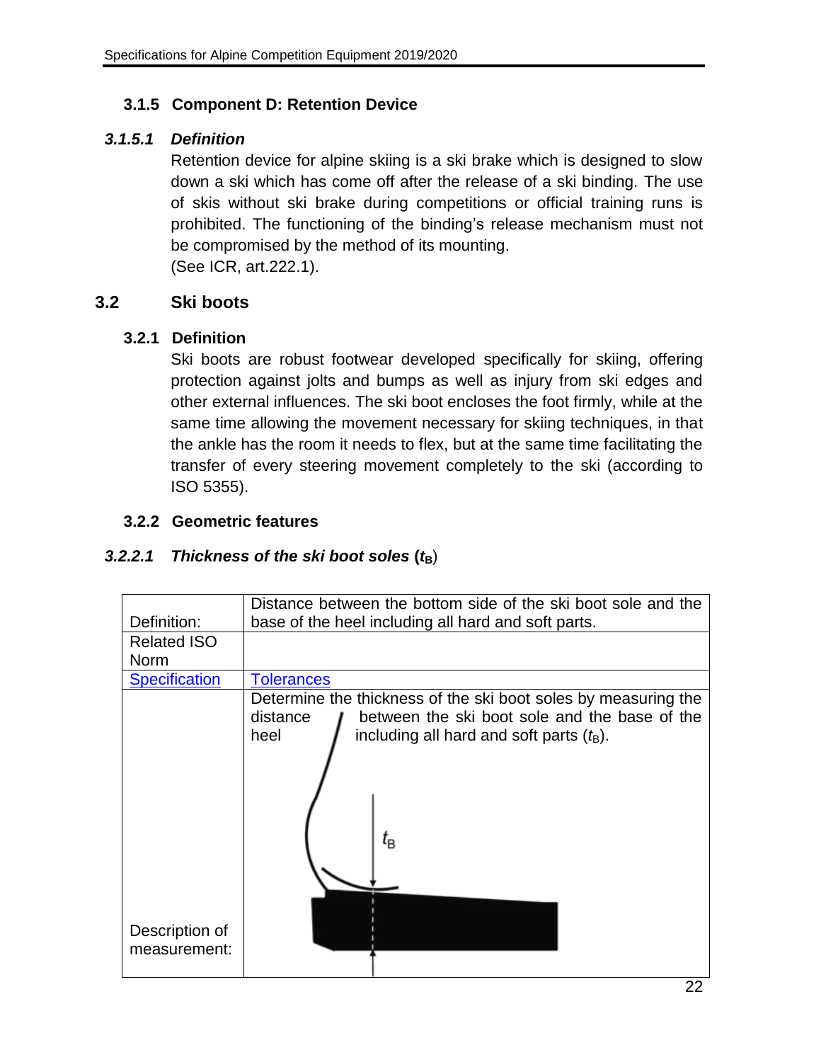### 3.1.5 Component D: Retention Device

#### *3.1.5.1 Definition*

Retention device for alpine skiing is a ski brake which is designed to slow down a ski which has come off after the release of a ski binding. The use of skis without ski brake during competitions or official training runs is prohibited. The functioning of the binding's release mechanism must not be compromised by the method of its mounting.
(See ICR, art.222.1).

## 3.2 Ski boots

### 3.2.1 Definition

Ski boots are robust footwear developed specifically for skiing, offering protection against jolts and bumps as well as injury from ski edges and other external influences. The ski boot encloses the foot firmly, while at the same time allowing the movement necessary for skiing techniques, in that the ankle has the room it needs to flex, but at the same time facilitating the transfer of every steering movement completely to the ski (according to ISO 5355).

### 3.2.2 Geometric features

#### *3.2.2.1 Thickness of the ski boot soles* ($t_B$)

| Definition: | Distance between the bottom side of the ski boot sole and the base of the heel including all hard and soft parts. |
|---|---|
| Related ISO Norm | |
| Specification | Tolerances |
| Description of measurement: | Determine the thickness of the ski boot soles by measuring the distance between the ski boot sole and the base of the heel including all hard and soft parts ($t_B$). |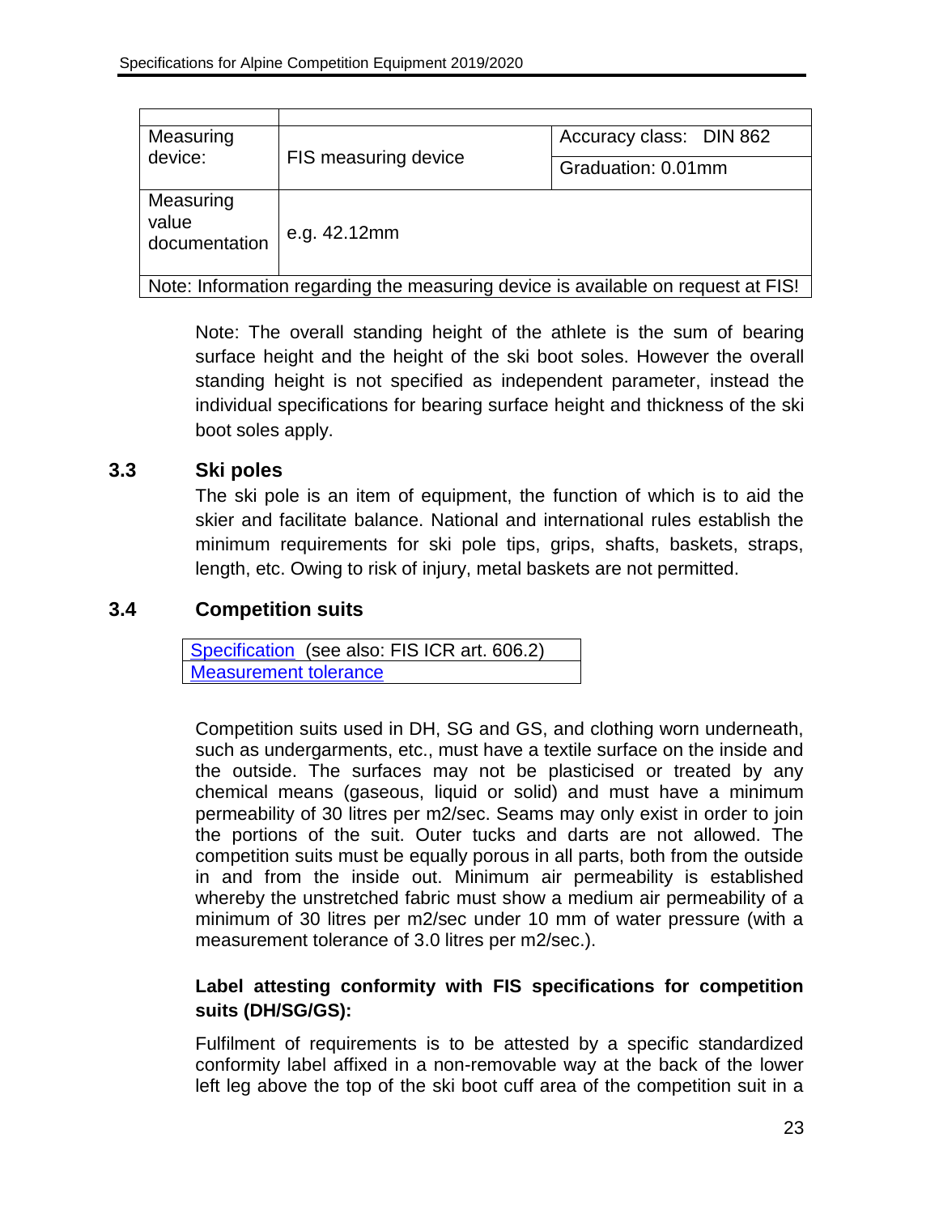| | | |
|---|---|---|
| Measuring device: | FIS measuring device | Accuracy class: DIN 862 |
| | | Graduation: 0.01mm |
| Measuring value documentation | e.g. 42.12mm | |
| Note: Information regarding the measuring device is available on request at FIS! | | |

Note: The overall standing height of the athlete is the sum of bearing surface height and the height of the ski boot soles. However the overall standing height is not specified as independent parameter, instead the individual specifications for bearing surface height and thickness of the ski boot soles apply.

### 3.3 Ski poles

The ski pole is an item of equipment, the function of which is to aid the skier and facilitate balance. National and international rules establish the minimum requirements for ski pole tips, grips, shafts, baskets, straps, length, etc. Owing to risk of injury, metal baskets are not permitted.

### 3.4 Competition suits

| Specification (see also: FIS ICR art. 606.2) |
|---|
| Measurement tolerance |

Competition suits used in DH, SG and GS, and clothing worn underneath, such as undergarments, etc., must have a textile surface on the inside and the outside. The surfaces may not be plasticised or treated by any chemical means (gaseous, liquid or solid) and must have a minimum permeability of 30 litres per m2/sec. Seams may only exist in order to join the portions of the suit. Outer tucks and darts are not allowed. The competition suits must be equally porous in all parts, both from the outside in and from the inside out. Minimum air permeability is established whereby the unstretched fabric must show a medium air permeability of a minimum of 30 litres per m2/sec under 10 mm of water pressure (with a measurement tolerance of 3.0 litres per m2/sec.).

**Label attesting conformity with FIS specifications for competition suits (DH/SG/GS):**

Fulfilment of requirements is to be attested by a specific standardized conformity label affixed in a non-removable way at the back of the lower left leg above the top of the ski boot cuff area of the competition suit in a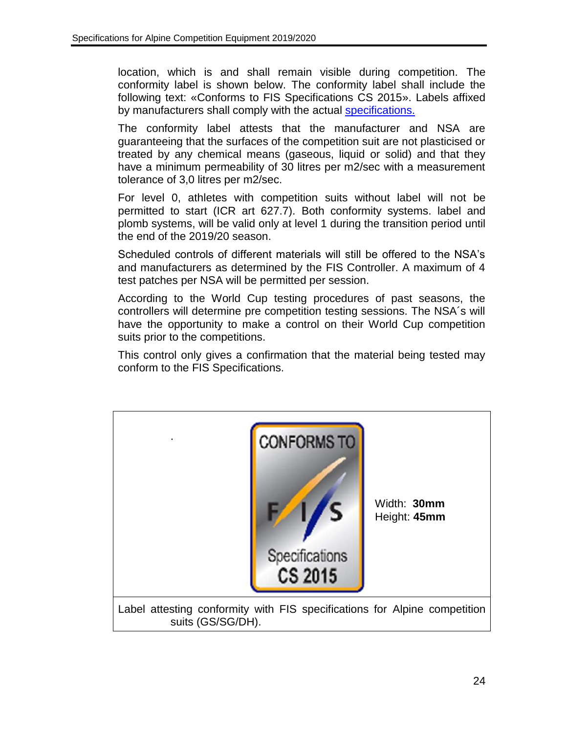location, which is and shall remain visible during competition. The conformity label is shown below. The conformity label shall include the following text: «Conforms to FIS Specifications CS 2015». Labels affixed by manufacturers shall comply with the actual specifications.

The conformity label attests that the manufacturer and NSA are guaranteeing that the surfaces of the competition suit are not plasticised or treated by any chemical means (gaseous, liquid or solid) and that they have a minimum permeability of 30 litres per m2/sec with a measurement tolerance of 3,0 litres per m2/sec.

For level 0, athletes with competition suits without label will not be permitted to start (ICR art 627.7). Both conformity systems. label and plomb systems, will be valid only at level 1 during the transition period until the end of the 2019/20 season.

Scheduled controls of different materials will still be offered to the NSA's and manufacturers as determined by the FIS Controller. A maximum of 4 test patches per NSA will be permitted per session.

According to the World Cup testing procedures of past seasons, the controllers will determine pre competition testing sessions. The NSA´s will have the opportunity to make a control on their World Cup competition suits prior to the competitions.

This control only gives a confirmation that the material being tested may conform to the FIS Specifications.

CONFORMS TO FIS Specifications CS 2015

Width: **30mm**
Height: **45mm**

Label attesting conformity with FIS specifications for Alpine competition suits (GS/SG/DH).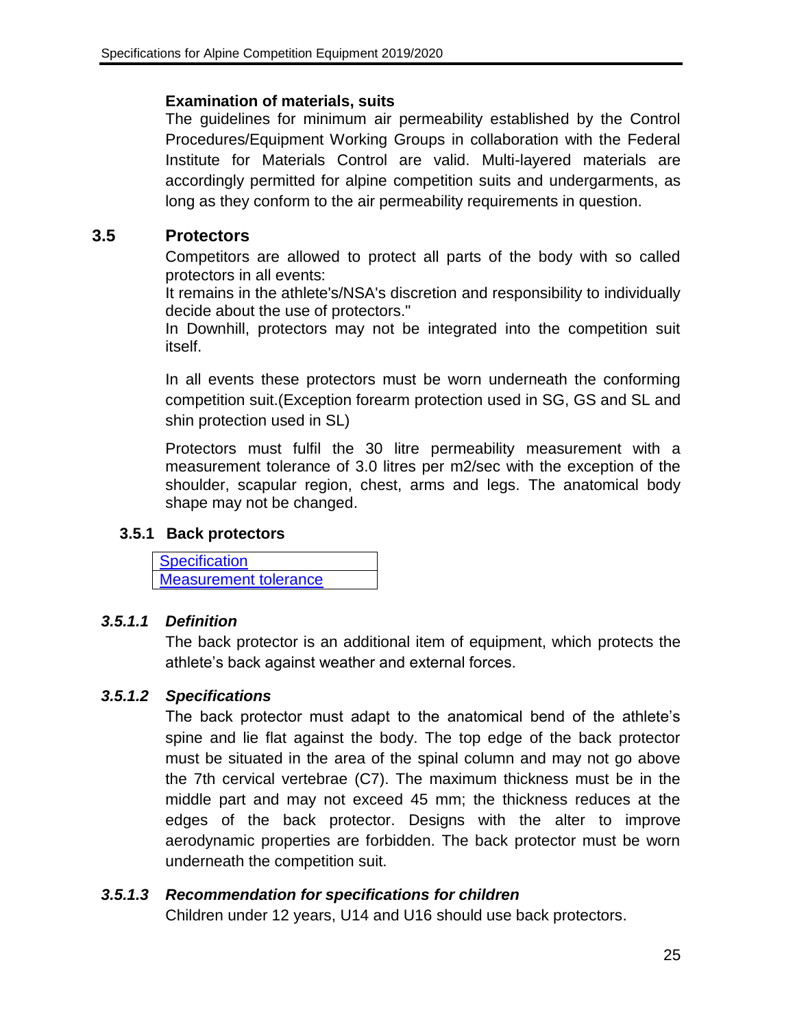**Examination of materials, suits**

The guidelines for minimum air permeability established by the Control Procedures/Equipment Working Groups in collaboration with the Federal Institute for Materials Control are valid. Multi-layered materials are accordingly permitted for alpine competition suits and undergarments, as long as they conform to the air permeability requirements in question.

## 3.5 Protectors

Competitors are allowed to protect all parts of the body with so called protectors in all events:

It remains in the athlete's/NSA's discretion and responsibility to individually decide about the use of protectors."

In Downhill, protectors may not be integrated into the competition suit itself.

In all events these protectors must be worn underneath the conforming competition suit.(Exception forearm protection used in SG, GS and SL and shin protection used in SL)

Protectors must fulfil the 30 litre permeability measurement with a measurement tolerance of 3.0 litres per m2/sec with the exception of the shoulder, scapular region, chest, arms and legs. The anatomical body shape may not be changed.

### 3.5.1 Back protectors

| Specification |
|---|
| Measurement tolerance |

#### *3.5.1.1 Definition*

The back protector is an additional item of equipment, which protects the athlete's back against weather and external forces.

#### *3.5.1.2 Specifications*

The back protector must adapt to the anatomical bend of the athlete's spine and lie flat against the body. The top edge of the back protector must be situated in the area of the spinal column and may not go above the 7th cervical vertebrae (C7). The maximum thickness must be in the middle part and may not exceed 45 mm; the thickness reduces at the edges of the back protector. Designs with the alter to improve aerodynamic properties are forbidden. The back protector must be worn underneath the competition suit.

#### *3.5.1.3 Recommendation for specifications for children*

Children under 12 years, U14 and U16 should use back protectors.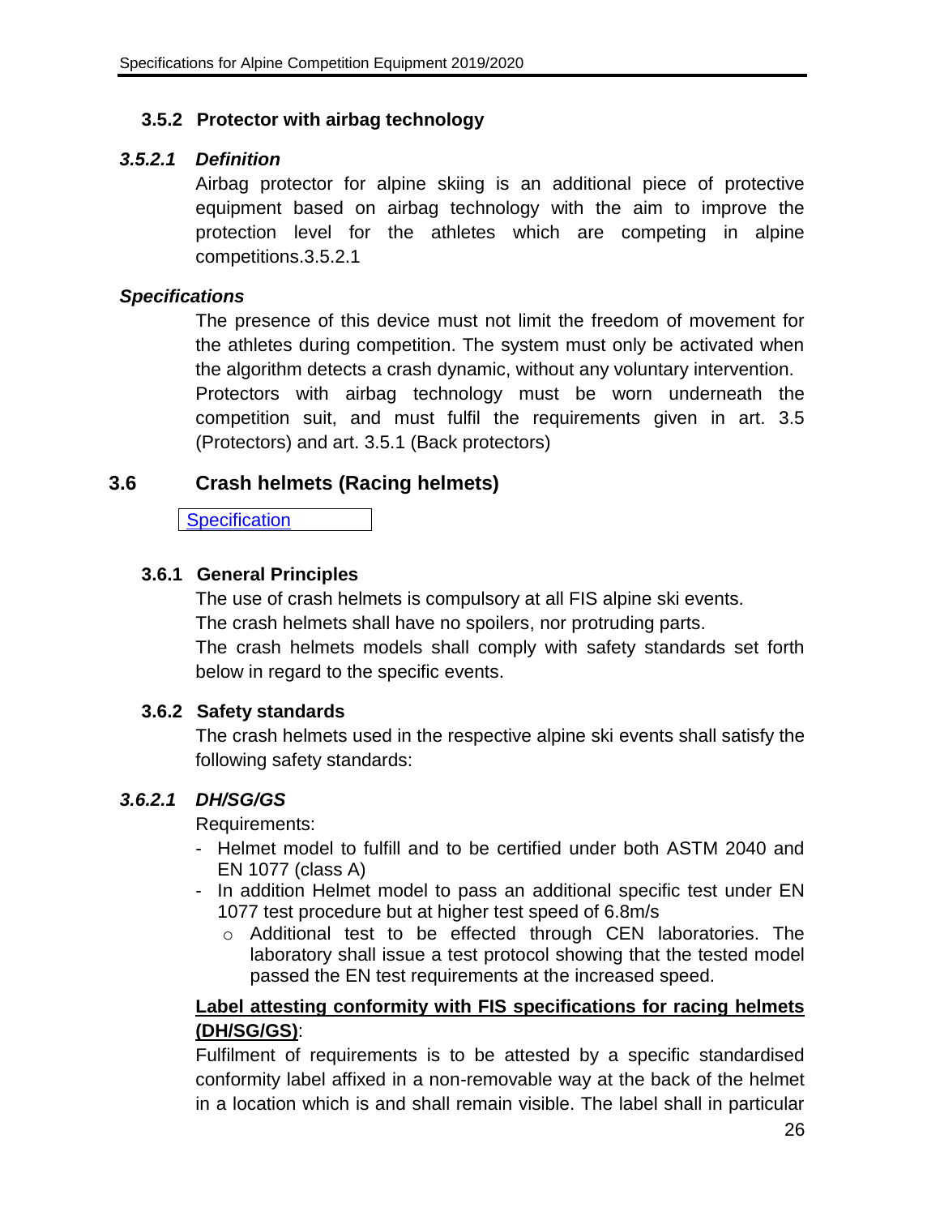### 3.5.2 Protector with airbag technology

#### *3.5.2.1 Definition*

Airbag protector for alpine skiing is an additional piece of protective equipment based on airbag technology with the aim to improve the protection level for the athletes which are competing in alpine competitions.3.5.2.1

#### *Specifications*

The presence of this device must not limit the freedom of movement for the athletes during competition. The system must only be activated when the algorithm detects a crash dynamic, without any voluntary intervention.
Protectors with airbag technology must be worn underneath the competition suit, and must fulfil the requirements given in art. 3.5 (Protectors) and art. 3.5.1 (Back protectors)

## 3.6 Crash helmets (Racing helmets)

Specification

### 3.6.1 General Principles

The use of crash helmets is compulsory at all FIS alpine ski events.
The crash helmets shall have no spoilers, nor protruding parts.
The crash helmets models shall comply with safety standards set forth below in regard to the specific events.

### 3.6.2 Safety standards

The crash helmets used in the respective alpine ski events shall satisfy the following safety standards:

#### *3.6.2.1 DH/SG/GS*

Requirements:

- Helmet model to fulfill and to be certified under both ASTM 2040 and EN 1077 (class A)
- In addition Helmet model to pass an additional specific test under EN 1077 test procedure but at higher test speed of 6.8m/s
  - Additional test to be effected through CEN laboratories. The laboratory shall issue a test protocol showing that the tested model passed the EN test requirements at the increased speed.

**Label attesting conformity with FIS specifications for racing helmets (DH/SG/GS)**:

Fulfilment of requirements is to be attested by a specific standardised conformity label affixed in a non-removable way at the back of the helmet in a location which is and shall remain visible. The label shall in particular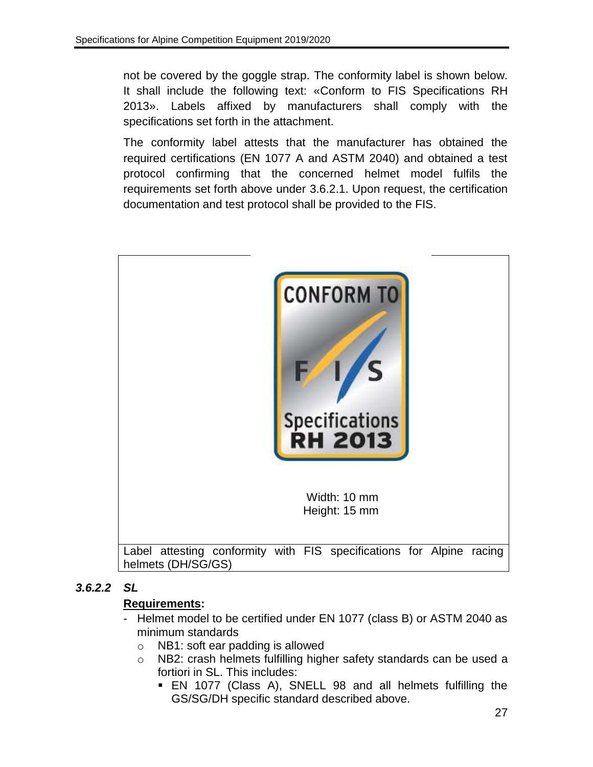not be covered by the goggle strap. The conformity label is shown below. It shall include the following text: «Conform to FIS Specifications RH 2013». Labels affixed by manufacturers shall comply with the specifications set forth in the attachment.

The conformity label attests that the manufacturer has obtained the required certifications (EN 1077 A and ASTM 2040) and obtained a test protocol confirming that the concerned helmet model fulfils the requirements set forth above under 3.6.2.1. Upon request, the certification documentation and test protocol shall be provided to the FIS.

CONFORM TO FIS Specifications RH 2013

Width: 10 mm
Height: 15 mm

Label attesting conformity with FIS specifications for Alpine racing helmets (DH/SG/GS)

### *3.6.2.2 SL*

**Requirements:**

- Helmet model to be certified under EN 1077 (class B) or ASTM 2040 as minimum standards
  - NB1: soft ear padding is allowed
  - NB2: crash helmets fulfilling higher safety standards can be used a fortiori in SL. This includes:
    - EN 1077 (Class A), SNELL 98 and all helmets fulfilling the GS/SG/DH specific standard described above.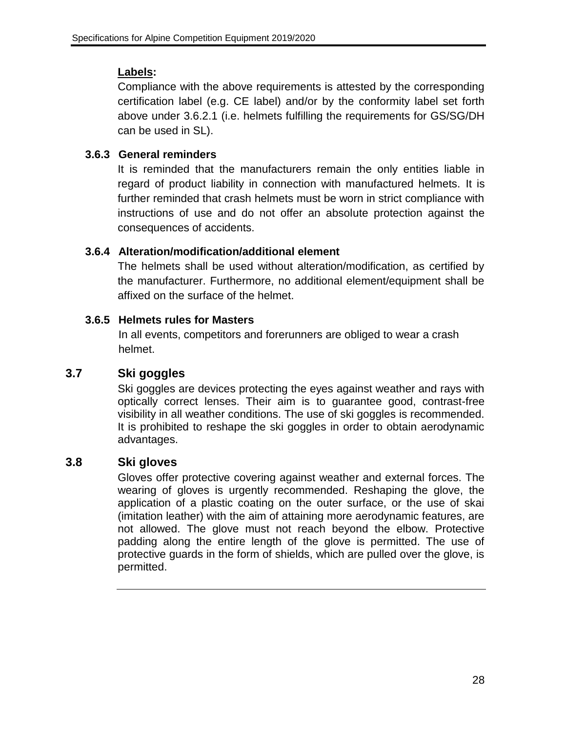**Labels:**

Compliance with the above requirements is attested by the corresponding certification label (e.g. CE label) and/or by the conformity label set forth above under 3.6.2.1 (i.e. helmets fulfilling the requirements for GS/SG/DH can be used in SL).

### 3.6.3 General reminders

It is reminded that the manufacturers remain the only entities liable in regard of product liability in connection with manufactured helmets. It is further reminded that crash helmets must be worn in strict compliance with instructions of use and do not offer an absolute protection against the consequences of accidents.

### 3.6.4 Alteration/modification/additional element

The helmets shall be used without alteration/modification, as certified by the manufacturer. Furthermore, no additional element/equipment shall be affixed on the surface of the helmet.

### 3.6.5 Helmets rules for Masters

In all events, competitors and forerunners are obliged to wear a crash helmet.

## 3.7 Ski goggles

Ski goggles are devices protecting the eyes against weather and rays with optically correct lenses. Their aim is to guarantee good, contrast-free visibility in all weather conditions. The use of ski goggles is recommended. It is prohibited to reshape the ski goggles in order to obtain aerodynamic advantages.

## 3.8 Ski gloves

Gloves offer protective covering against weather and external forces. The wearing of gloves is urgently recommended. Reshaping the glove, the application of a plastic coating on the outer surface, or the use of skai (imitation leather) with the aim of attaining more aerodynamic features, are not allowed. The glove must not reach beyond the elbow. Protective padding along the entire length of the glove is permitted. The use of protective guards in the form of shields, which are pulled over the glove, is permitted.